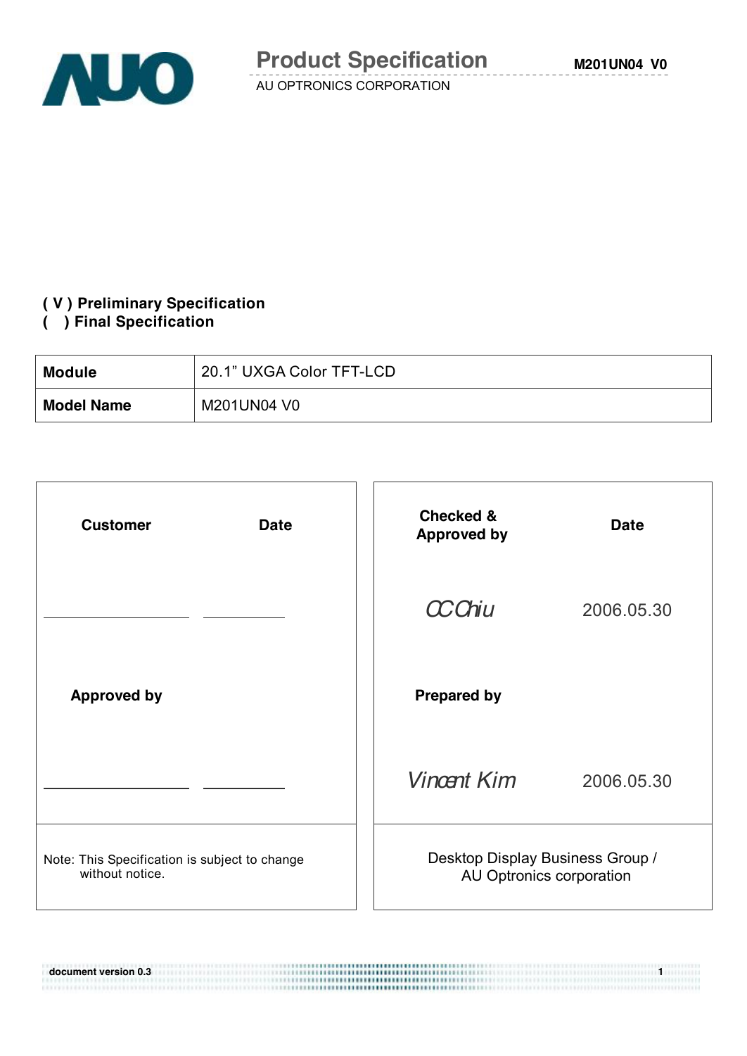# Product Specification

AU OPTRONICS CORPORATION

**( V ) Preliminary Specification**
**(   ) Final Specification**

| **Module** | 20.1" UXGA Color TFT-LCD |
| --- | --- |
| **Model Name** | M201UN04 V0 |

| **Customer** | **Date** | **Checked & Approved by** | **Date** |
| --- | --- | --- | --- |
| ____________ | ________ | CCChiu | 2006.05.30 |
| **Approved by** | | **Prepared by** | |
| ____________ | ________ | Vincent Kim | 2006.05.30 |
| Note: This Specification is subject to change without notice. | | Desktop Display Business Group / AU Optronics corporation | |

document version 0.3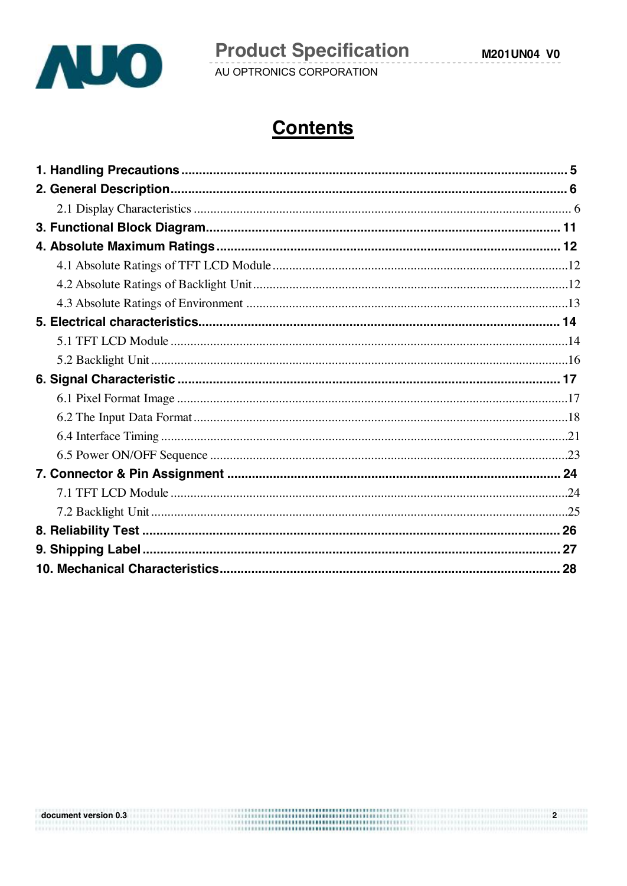# Contents

**1. Handling Precautions** .......... **5**

**2. General Description** .......... **6**

2.1 Display Characteristics .......... 6

**3. Functional Block Diagram** .......... **11**

**4. Absolute Maximum Ratings** .......... **12**

4.1 Absolute Ratings of TFT LCD Module .......... 12

4.2 Absolute Ratings of Backlight Unit .......... 12

4.3 Absolute Ratings of Environment .......... 13

**5. Electrical characteristics** .......... **14**

5.1 TFT LCD Module .......... 14

5.2 Backlight Unit .......... 16

**6. Signal Characteristic** .......... **17**

6.1 Pixel Format Image .......... 17

6.2 The Input Data Format .......... 18

6.4 Interface Timing .......... 21

6.5 Power ON/OFF Sequence .......... 23

**7. Connector & Pin Assignment** .......... **24**

7.1 TFT LCD Module .......... 24

7.2 Backlight Unit .......... 25

**8. Reliability Test** .......... **26**

**9. Shipping Label** .......... **27**

**10. Mechanical Characteristics** .......... **28**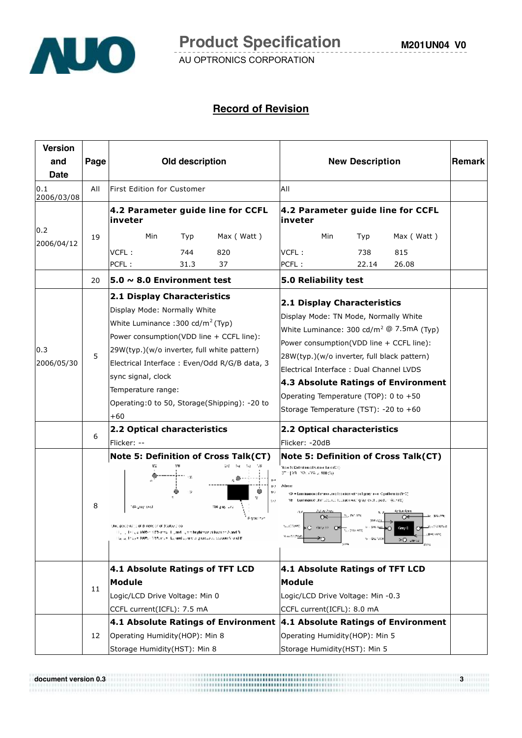## Record of Revision

| Version and Date | Page | Old description | New Description | Remark |
|---|---|---|---|---|
| 0.1 2006/03/08 | All | First Edition for Customer | All | |
| 0.2 2006/04/12 | 19 | **4.2 Parameter guide line for CCFL inveter**<br>Min Typ Max ( Watt )<br>VCFL : 744 820<br>PCFL : 31.3 37 | **4.2 Parameter guide line for CCFL inveter**<br>Min Typ Max ( Watt )<br>VCFL : 738 815<br>PCFL : 22.14 26.08 | |
| | 20 | **5.0 ~ 8.0 Environment test** | **5.0 Reliability test** | |
| 0.3 2006/05/30 | 5 | **2.1 Display Characteristics**<br>Display Mode: Normally White<br>White Luminance :300 cd/m$^2$ (Typ)<br>Power consumption(VDD line + CCFL line):<br>29W(typ.)(w/o inverter, full white pattern)<br>Electrical Interface : Even/Odd R/G/B data, 3 sync signal, clock<br>Temperature range:<br>Operating:0 to 50, Storage(Shipping): -20 to +60 | **2.1 Display Characteristics**<br>Display Mode: TN Mode, Normally White<br>White Luminance: 300 cd/m$^2$ @ 7.5mA (Typ)<br>Power consumption(VDD line + CCFL line):<br>28W(typ.)(w/o inverter, full black pattern)<br>Electrical Interface : Dual Channel LVDS<br>**4.3 Absolute Ratings of Environment**<br>Operating Temperature (TOP): 0 to +50<br>Storage Temperature (TST): -20 to +60 | |
| | 6 | **2.2 Optical characteristics**<br>Flicker: -- | **2.2 Optical characteristics**<br>Flicker: -20dB | |
| | 8 | **Note 5: Definition of Cross Talk(CT)** | **Note 5: Definition of Cross Talk(CT)** | |
| | 11 | **4.1 Absolute Ratings of TFT LCD Module**<br>Logic/LCD Drive Voltage: Min 0<br>CCFL current(ICFL): 7.5 mA | **4.1 Absolute Ratings of TFT LCD Module**<br>Logic/LCD Drive Voltage: Min -0.3<br>CCFL current(ICFL): 8.0 mA | |
| | 12 | **4.1 Absolute Ratings of Environment**<br>Operating Humidity(HOP): Min 8<br>Storage Humidity(HST): Min 8 | **4.1 Absolute Ratings of Environment**<br>Operating Humidity(HOP): Min 5<br>Storage Humidity(HST): Min 5 | |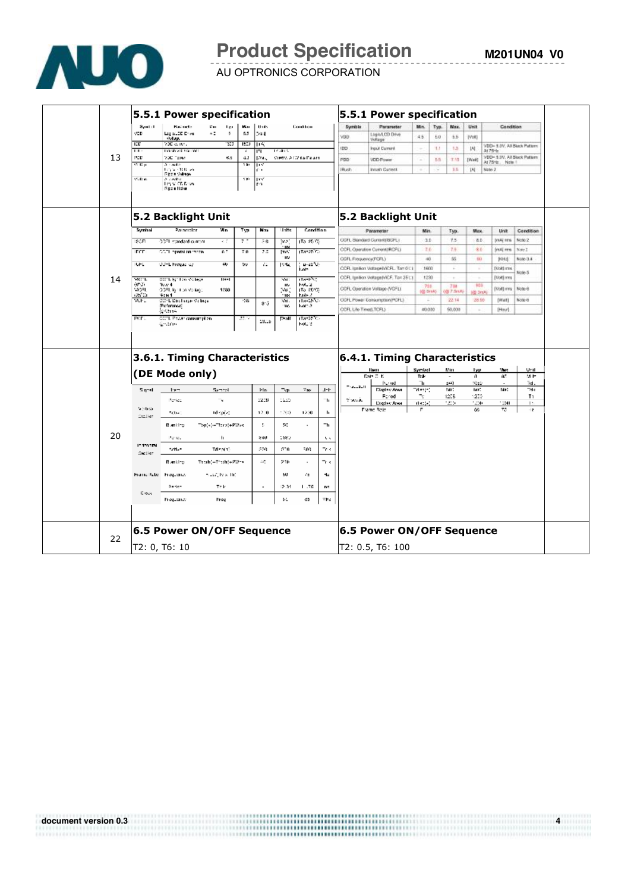| | 13 | **5.5.1 Power specification** | **5.5.1 Power specification** | |
|---|---|---|---|---|
| | 14 | **5.2 Backlight Unit** | **5.2 Backlight Unit** | |
| | 20 | **3.6.1. Timing Characteristics (DE Mode only)** | **6.4.1. Timing Characteristics** | |
| | 22 | **6.5 Power ON/OFF Sequence**<br>T2: 0, T6: 10 | **6.5 Power ON/OFF Sequence**<br>T2: 0.5, T6: 100 | |

**5.5.1 Power specification** (new)

| Symble | Parameter | Min. | Typ. | Max. | Unit | Condition |
|---|---|---|---|---|---|---|
| VDD | Logic/LCD Drive Voltage | 4.5 | 5.0 | 5.5 | [Volt] | |
| IDD | Input Current | - | 1.1 | 1.3 | [A] | VDD= 5.0V, All Black Pattern At 75Hz |
| PDD | VDD Power | - | 5.5 | 7.15 | [Watt] | VDD= 5.0V, All Black Pattern At 75Hz. Note 1 |
| IRush | Inrush Current | - | - | 3.5 | [A] | Note 2 |

**5.2 Backlight Unit** (new)

| Parameter | Min. | Typ. | Max. | Unit | Condition |
|---|---|---|---|---|---|
| CCFL Standard Current(ISCFL) | 3.0 | 7.5 | 8.0 | [mA] rms | Note 2 |
| CCFL Operation Current(IRCFL) | 7.0 | 7.5 | 8.0 | [mA] rms | Note 2 |
| CCFL Frequency(FCFL) | 40 | 55 | 80 | [KHz] | Note 3,4 |
| CCFL Ignition Voltage(ViCFL, Ta= 0℃) | 1600 | - | - | [Volt] rms | Note 5 |
| CCFL Ignition Voltage(ViCF, Ta= 25℃) | 1230 | - | - | [Volt] rms | |
| CCFL Operation Voltage (VCFL) | 703 (@8mA) | 738 (@7.5mA) | 803 (@3mA) | [Volt] rms | Note 6 |
| CCFL Power Consumption(PCFL) | - | 22.14 | 28.90 | [Watt] | Note 6 |
| CCFL Life Time(LTCFL) | 40,000 | 50,000 | - | [Hour] | |

Page footer: document version 0.3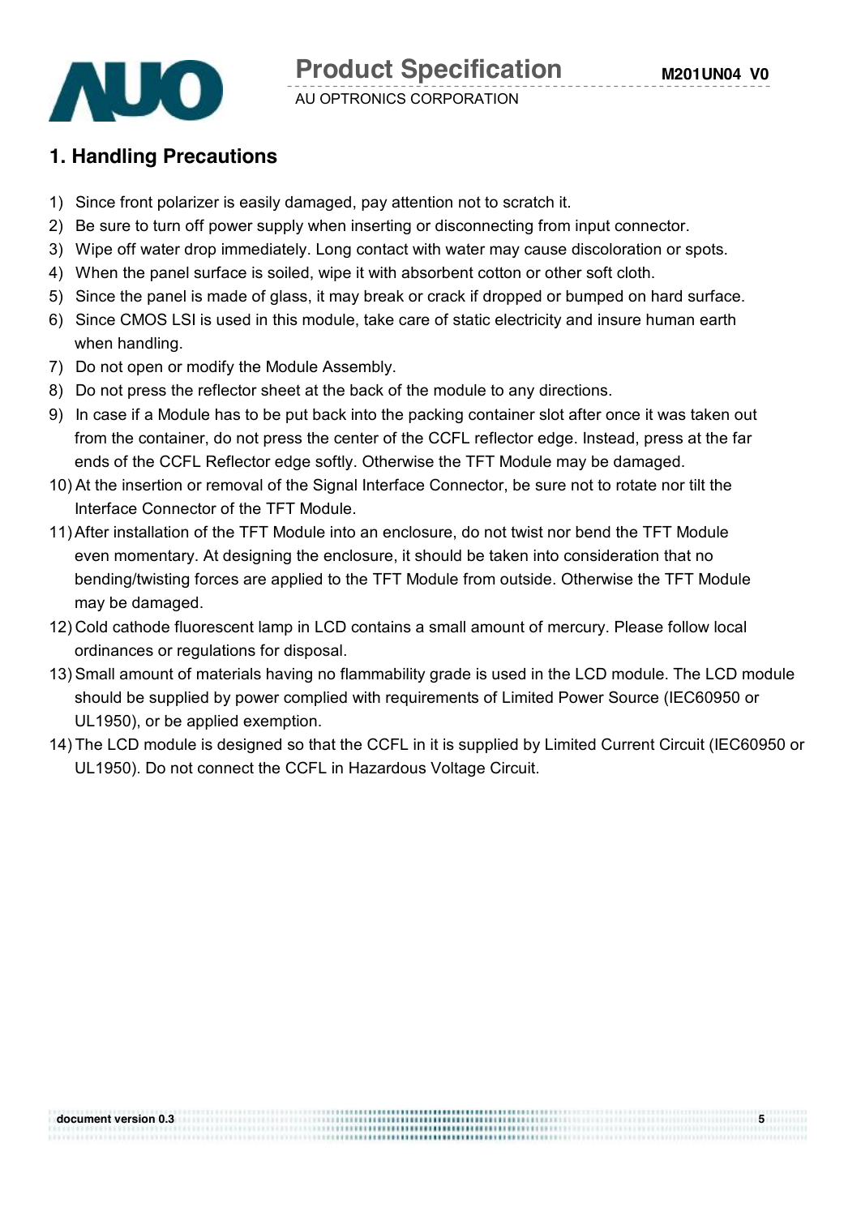## 1. Handling Precautions

1) Since front polarizer is easily damaged, pay attention not to scratch it.
2) Be sure to turn off power supply when inserting or disconnecting from input connector.
3) Wipe off water drop immediately. Long contact with water may cause discoloration or spots.
4) When the panel surface is soiled, wipe it with absorbent cotton or other soft cloth.
5) Since the panel is made of glass, it may break or crack if dropped or bumped on hard surface.
6) Since CMOS LSI is used in this module, take care of static electricity and insure human earth when handling.
7) Do not open or modify the Module Assembly.
8) Do not press the reflector sheet at the back of the module to any directions.
9) In case if a Module has to be put back into the packing container slot after once it was taken out from the container, do not press the center of the CCFL reflector edge. Instead, press at the far ends of the CCFL Reflector edge softly. Otherwise the TFT Module may be damaged.
10) At the insertion or removal of the Signal Interface Connector, be sure not to rotate nor tilt the Interface Connector of the TFT Module.
11) After installation of the TFT Module into an enclosure, do not twist nor bend the TFT Module even momentary. At designing the enclosure, it should be taken into consideration that no bending/twisting forces are applied to the TFT Module from outside. Otherwise the TFT Module may be damaged.
12) Cold cathode fluorescent lamp in LCD contains a small amount of mercury. Please follow local ordinances or regulations for disposal.
13) Small amount of materials having no flammability grade is used in the LCD module. The LCD module should be supplied by power complied with requirements of Limited Power Source (IEC60950 or UL1950), or be applied exemption.
14) The LCD module is designed so that the CCFL in it is supplied by Limited Current Circuit (IEC60950 or UL1950). Do not connect the CCFL in Hazardous Voltage Circuit.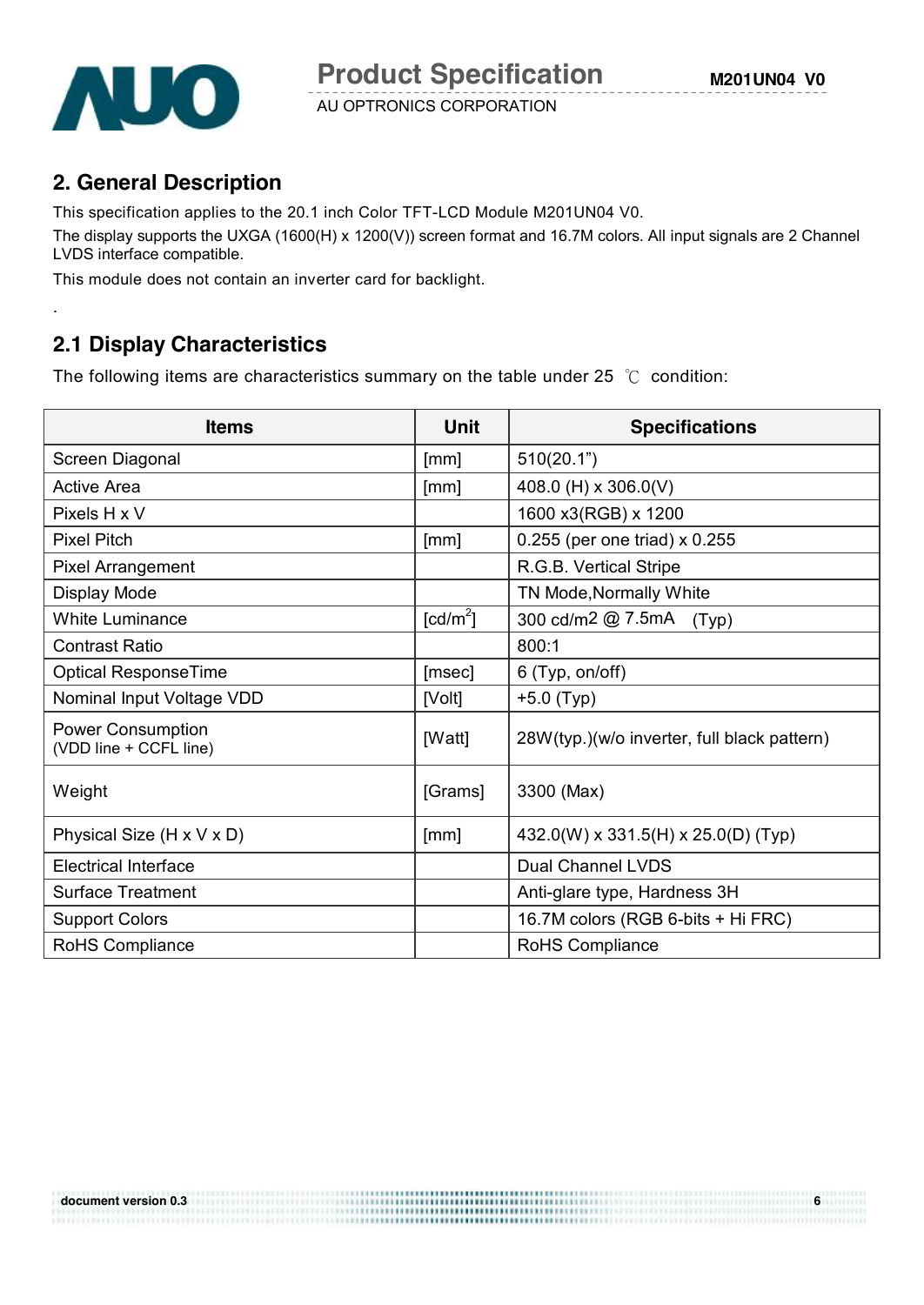## 2. General Description

This specification applies to the 20.1 inch Color TFT-LCD Module M201UN04 V0.

The display supports the UXGA (1600(H) x 1200(V)) screen format and 16.7M colors. All input signals are 2 Channel LVDS interface compatible.

This module does not contain an inverter card for backlight.

.

### 2.1 Display Characteristics

The following items are characteristics summary on the table under 25 ℃ condition:

| Items | Unit | Specifications |
|---|---|---|
| Screen Diagonal | [mm] | 510(20.1") |
| Active Area | [mm] | 408.0 (H) x 306.0(V) |
| Pixels H x V | | 1600 x3(RGB) x 1200 |
| Pixel Pitch | [mm] | 0.255 (per one triad) x 0.255 |
| Pixel Arrangement | | R.G.B. Vertical Stripe |
| Display Mode | | TN Mode,Normally White |
| White Luminance | [cd/m$^2$] | 300 cd/m2 @ 7.5mA (Typ) |
| Contrast Ratio | | 800:1 |
| Optical ResponseTime | [msec] | 6 (Typ, on/off) |
| Nominal Input Voltage VDD | [Volt] | +5.0 (Typ) |
| Power Consumption (VDD line + CCFL line) | [Watt] | 28W(typ.)(w/o inverter, full black pattern) |
| Weight | [Grams] | 3300 (Max) |
| Physical Size (H x V x D) | [mm] | 432.0(W) x 331.5(H) x 25.0(D) (Typ) |
| Electrical Interface | | Dual Channel LVDS |
| Surface Treatment | | Anti-glare type, Hardness 3H |
| Support Colors | | 16.7M colors (RGB 6-bits + Hi FRC) |
| RoHS Compliance | | RoHS Compliance |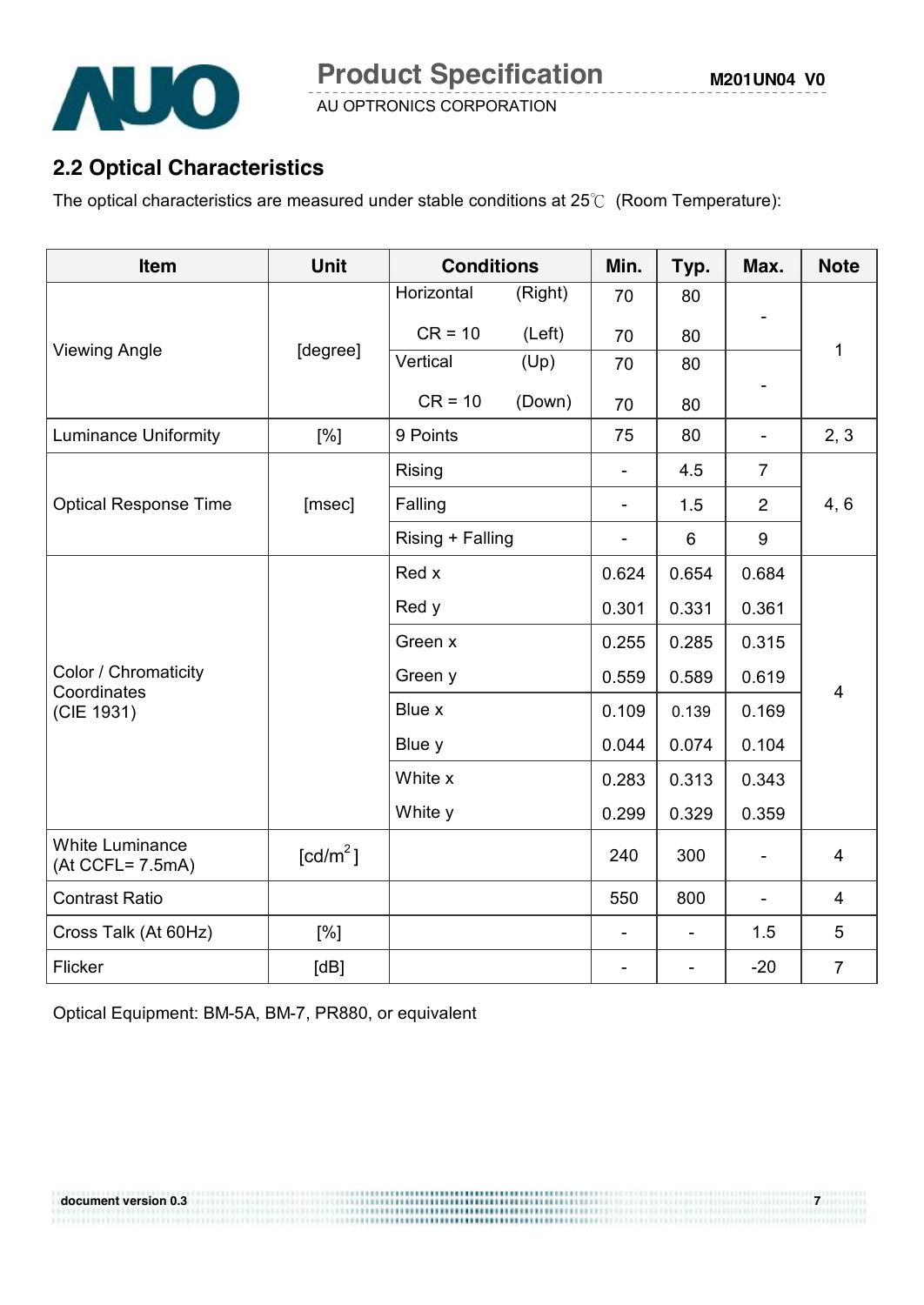## 2.2 Optical Characteristics

The optical characteristics are measured under stable conditions at 25℃ (Room Temperature):

| Item | Unit | Conditions | | Min. | Typ. | Max. | Note |
|---|---|---|---|---|---|---|---|
| Viewing Angle | [degree] | Horizontal | (Right) | 70 | 80 | - | 1 |
| | | CR = 10 | (Left) | 70 | 80 | | |
| | | Vertical | (Up) | 70 | 80 | - | |
| | | CR = 10 | (Down) | 70 | 80 | | |
| Luminance Uniformity | [%] | 9 Points | | 75 | 80 | - | 2, 3 |
| Optical Response Time | [msec] | Rising | | - | 4.5 | 7 | 4, 6 |
| | | Falling | | - | 1.5 | 2 | |
| | | Rising + Falling | | - | 6 | 9 | |
| Color / Chromaticity Coordinates (CIE 1931) | | Red x | | 0.624 | 0.654 | 0.684 | 4 |
| | | Red y | | 0.301 | 0.331 | 0.361 | |
| | | Green x | | 0.255 | 0.285 | 0.315 | |
| | | Green y | | 0.559 | 0.589 | 0.619 | |
| | | Blue x | | 0.109 | 0.139 | 0.169 | |
| | | Blue y | | 0.044 | 0.074 | 0.104 | |
| | | White x | | 0.283 | 0.313 | 0.343 | |
| | | White y | | 0.299 | 0.329 | 0.359 | |
| White Luminance (At CCFL= 7.5mA) | [cd/m$^2$] | | | 240 | 300 | - | 4 |
| Contrast Ratio | | | | 550 | 800 | - | 4 |
| Cross Talk (At 60Hz) | [%] | | | - | - | 1.5 | 5 |
| Flicker | [dB] | | | - | - | -20 | 7 |

Optical Equipment: BM-5A, BM-7, PR880, or equivalent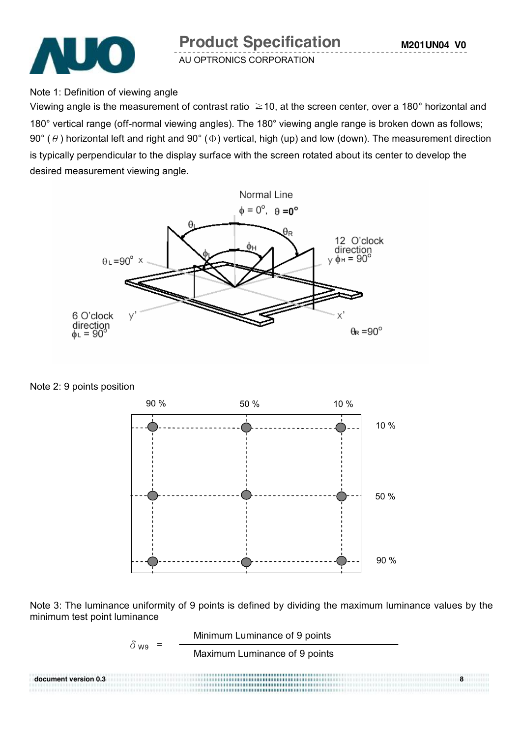Note 1: Definition of viewing angle

Viewing angle is the measurement of contrast ratio ≧10, at the screen center, over a 180° horizontal and 180° vertical range (off-normal viewing angles). The 180° viewing angle range is broken down as follows; 90° ($\theta$) horizontal left and right and 90° ($\Phi$) vertical, high (up) and low (down). The measurement direction is typically perpendicular to the display surface with the screen rotated about its center to develop the desired measurement viewing angle.

Note 2: 9 points position

Note 3: The luminance uniformity of 9 points is defined by dividing the maximum luminance values by the minimum test point luminance

$$\delta_{W9} = \frac{\text{Minimum Luminance of 9 points}}{\text{Maximum Luminance of 9 points}}$$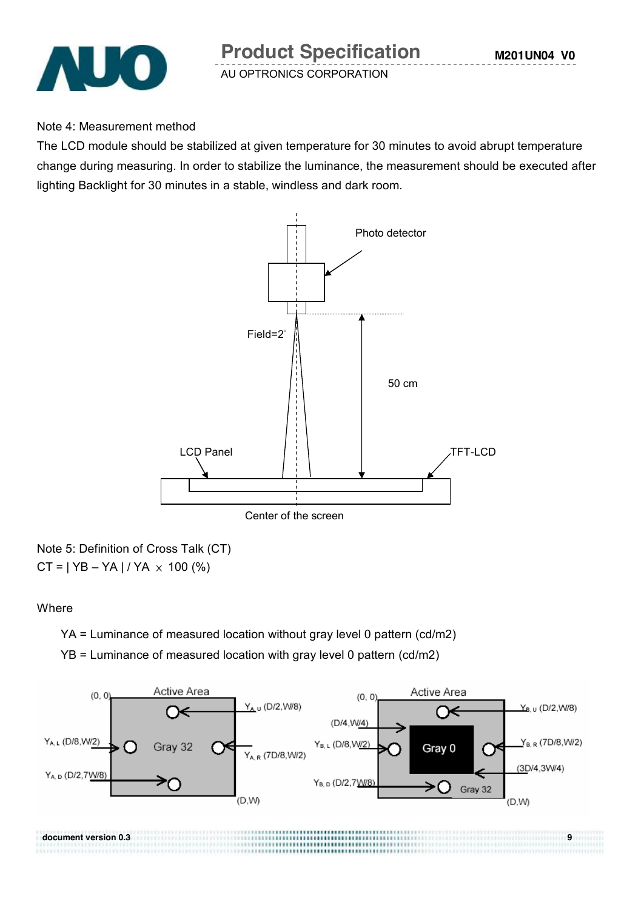Note 4: Measurement method

The LCD module should be stabilized at given temperature for 30 minutes to avoid abrupt temperature change during measuring. In order to stabilize the luminance, the measurement should be executed after lighting Backlight for 30 minutes in a stable, windless and dark room.

Photo detector

Field=2°

50 cm

LCD Panel

TFT-LCD

Center of the screen

Note 5: Definition of Cross Talk (CT)

$CT = | YB - YA | / YA \times 100$ (%)

Where

YA = Luminance of measured location without gray level 0 pattern (cd/m2)

YB = Luminance of measured location with gray level 0 pattern (cd/m2)

(0, 0) Active Area

$Y_{A, U}$ (D/2,W/8)

$Y_{A, L}$ (D/8,W/2)

Gray 32

$Y_{A, R}$ (7D/8,W/2)

$Y_{A, D}$ (D/2,7W/8)

(D,W)

(0, 0) Active Area

$Y_{B, U}$ (D/2,W/8)

(D/4,W/4)

$Y_{B, L}$ (D/8,W/2)

Gray 0

$Y_{B, R}$ (7D/8,W/2)

(3D/4,3W/4)

$Y_{B, D}$ (D/2,7W/8)

Gray 32

(D,W)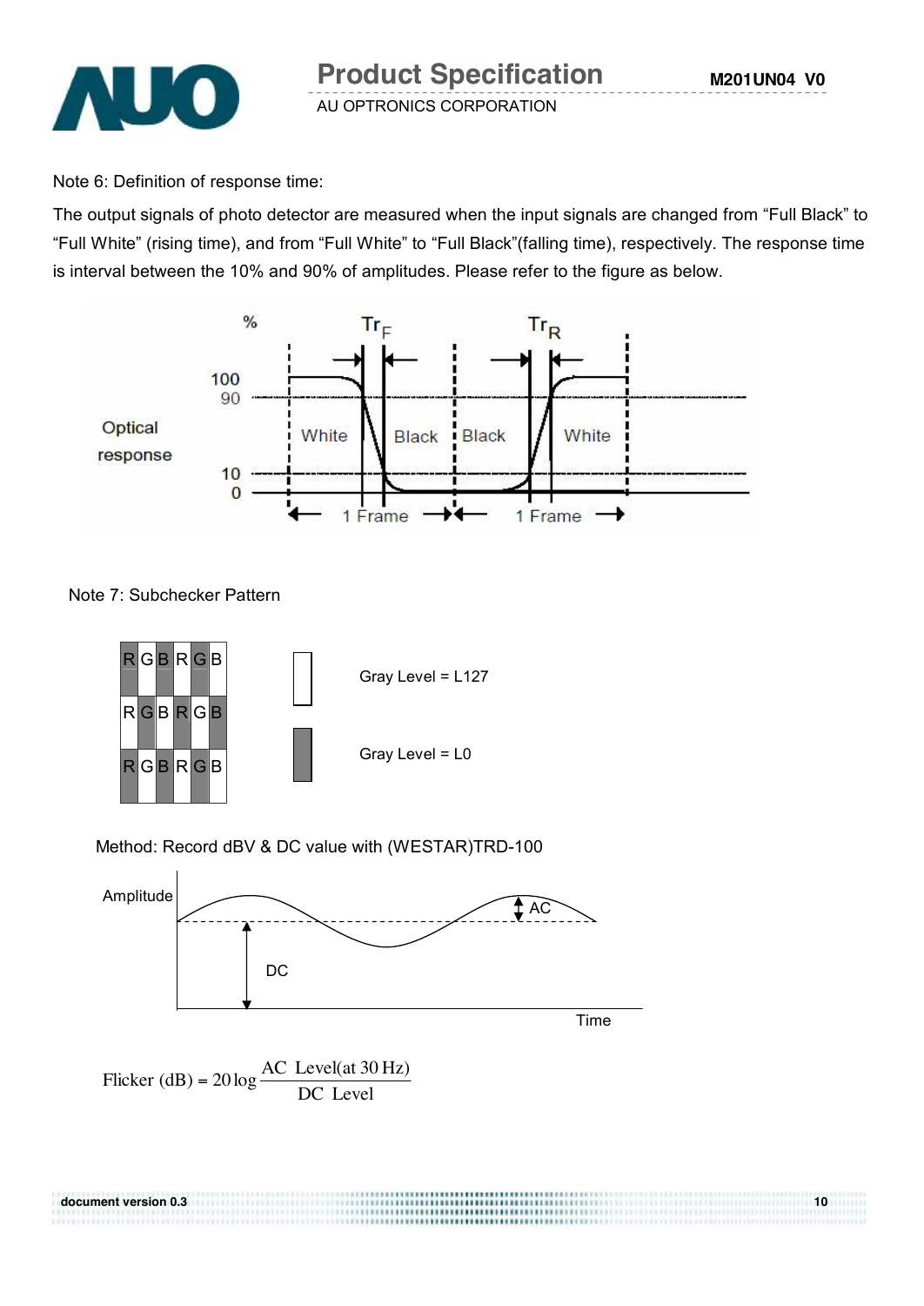Note 6: Definition of response time:

The output signals of photo detector are measured when the input signals are changed from “Full Black” to “Full White” (rising time), and from “Full White” to “Full Black”(falling time), respectively. The response time is interval between the 10% and 90% of amplitudes. Please refer to the figure as below.

Note 7: Subchecker Pattern

Gray Level = L127

Gray Level = L0

Method: Record dBV & DC value with (WESTAR)TRD-100

$$\text{Flicker (dB)} = 20\log\frac{\text{AC Level(at 30 Hz)}}{\text{DC Level}}$$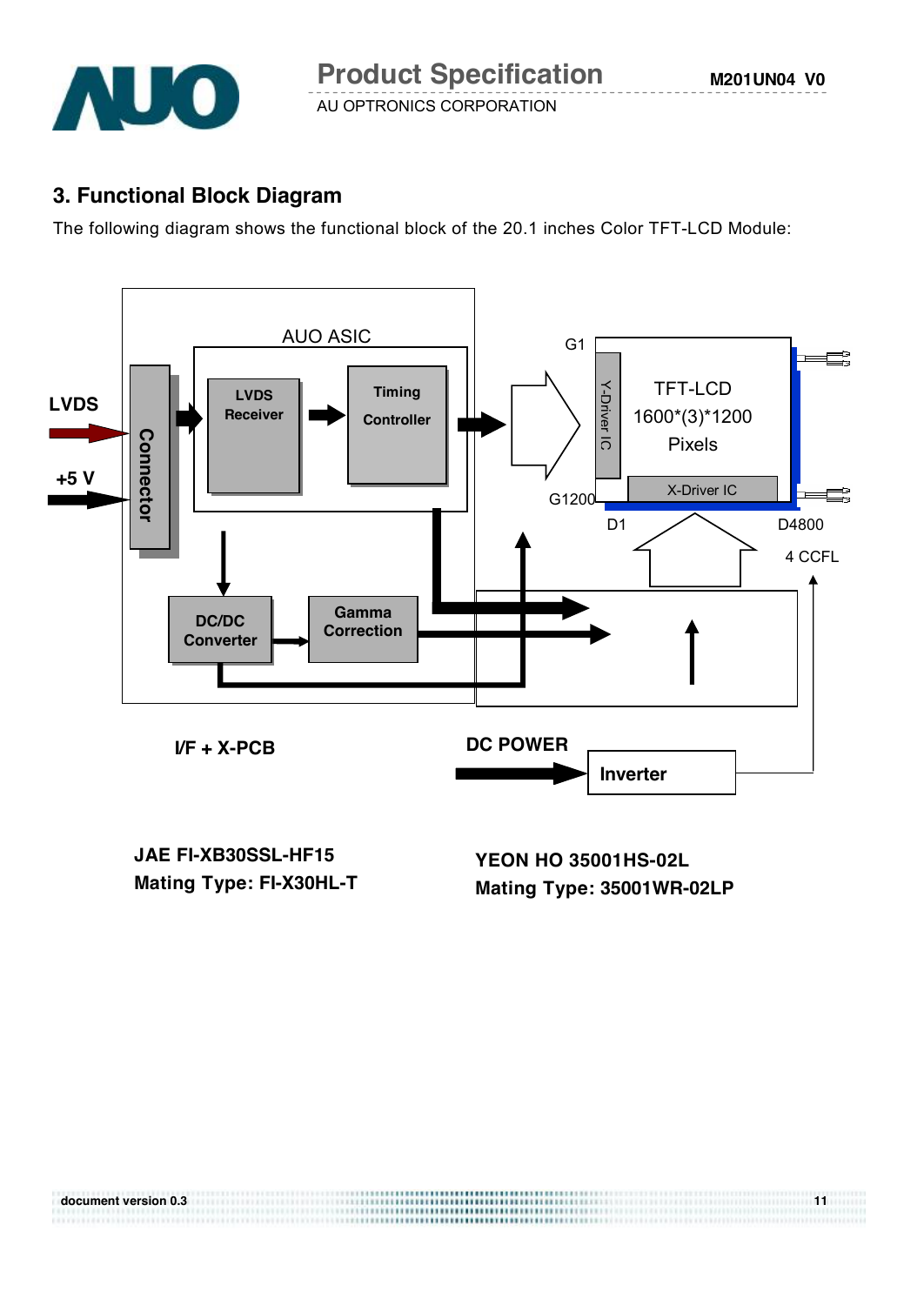## 3. Functional Block Diagram

The following diagram shows the functional block of the 20.1 inches Color TFT-LCD Module:

LVDS

+5 V

Connector

AUO ASIC

LVDS Receiver

Timing Controller

DC/DC Converter

Gamma Correction

G1

G1200

Y-Driver IC

TFT-LCD 1600*(3)*1200 Pixels

X-Driver IC

D1

D4800

4 CCFL

I/F + X-PCB

DC POWER

Inverter

JAE FI-XB30SSL-HF15
Mating Type: FI-X30HL-T

YEON HO 35001HS-02L
Mating Type: 35001WR-02LP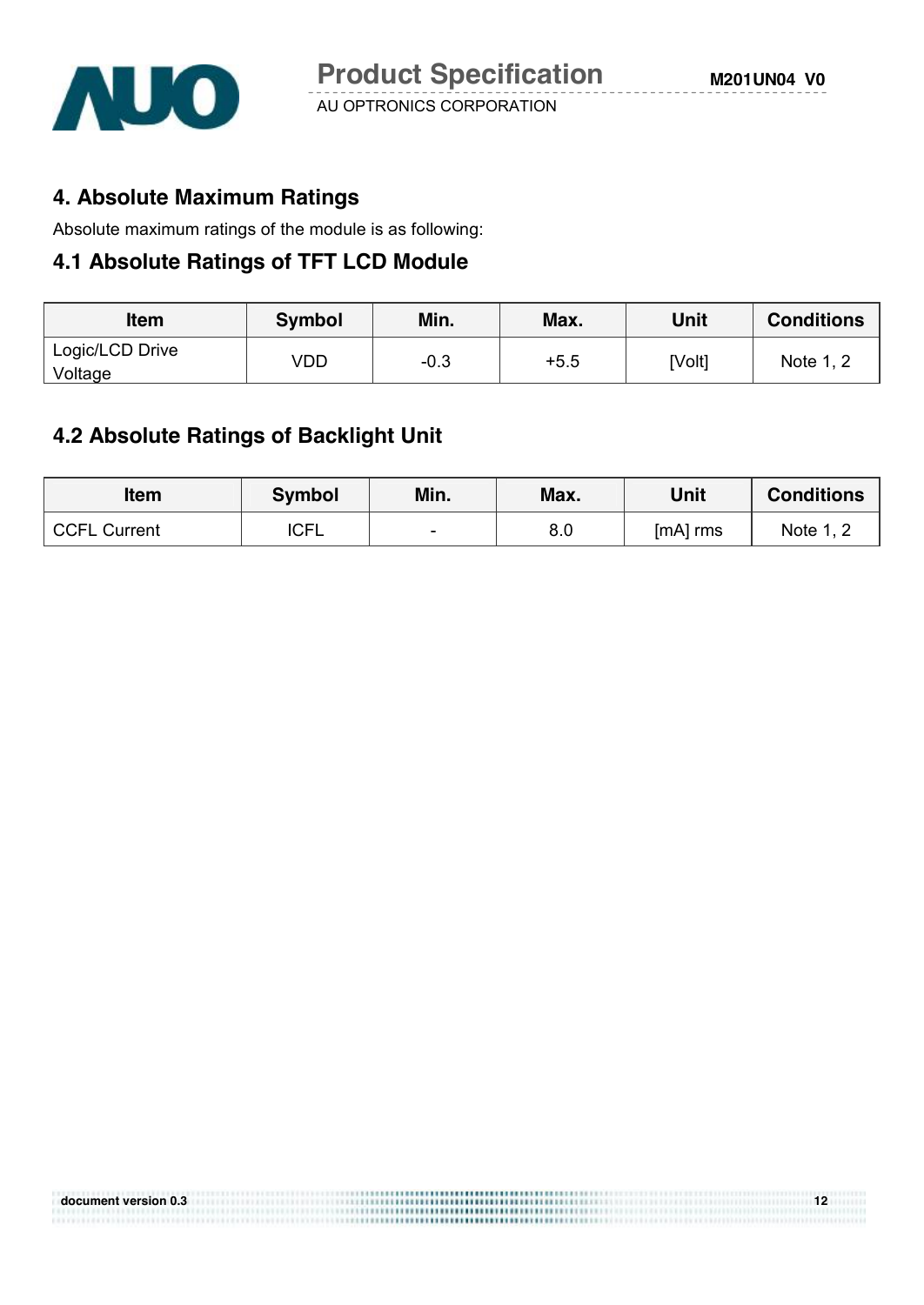## 4. Absolute Maximum Ratings

Absolute maximum ratings of the module is as following:

### 4.1 Absolute Ratings of TFT LCD Module

| Item | Symbol | Min. | Max. | Unit | Conditions |
|---|---|---|---|---|---|
| Logic/LCD Drive Voltage | VDD | -0.3 | +5.5 | [Volt] | Note 1, 2 |

### 4.2 Absolute Ratings of Backlight Unit

| Item | Symbol | Min. | Max. | Unit | Conditions |
|---|---|---|---|---|---|
| CCFL Current | ICFL | - | 8.0 | [mA] rms | Note 1, 2 |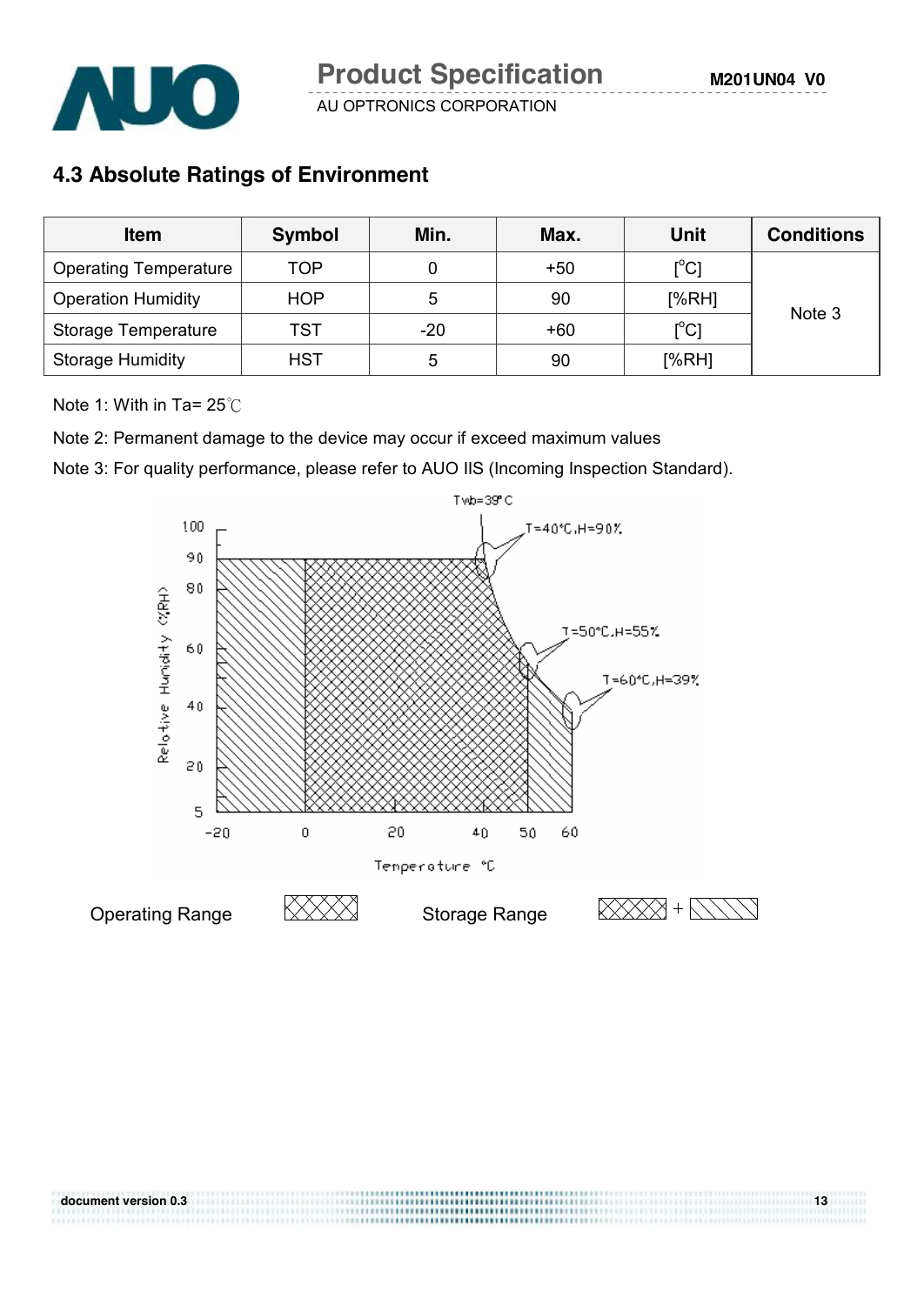## 4.3 Absolute Ratings of Environment

| Item | Symbol | Min. | Max. | Unit | Conditions |
|---|---|---|---|---|---|
| Operating Temperature | TOP | 0 | +50 | [°C] | Note 3 |
| Operation Humidity | HOP | 5 | 90 | [%RH] | |
| Storage Temperature | TST | -20 | +60 | [°C] | |
| Storage Humidity | HST | 5 | 90 | [%RH] | |

Note 1: With in Ta= 25℃

Note 2: Permanent damage to the device may occur if exceed maximum values

Note 3: For quality performance, please refer to AUO IIS (Incoming Inspection Standard).

Operating Range

Storage Range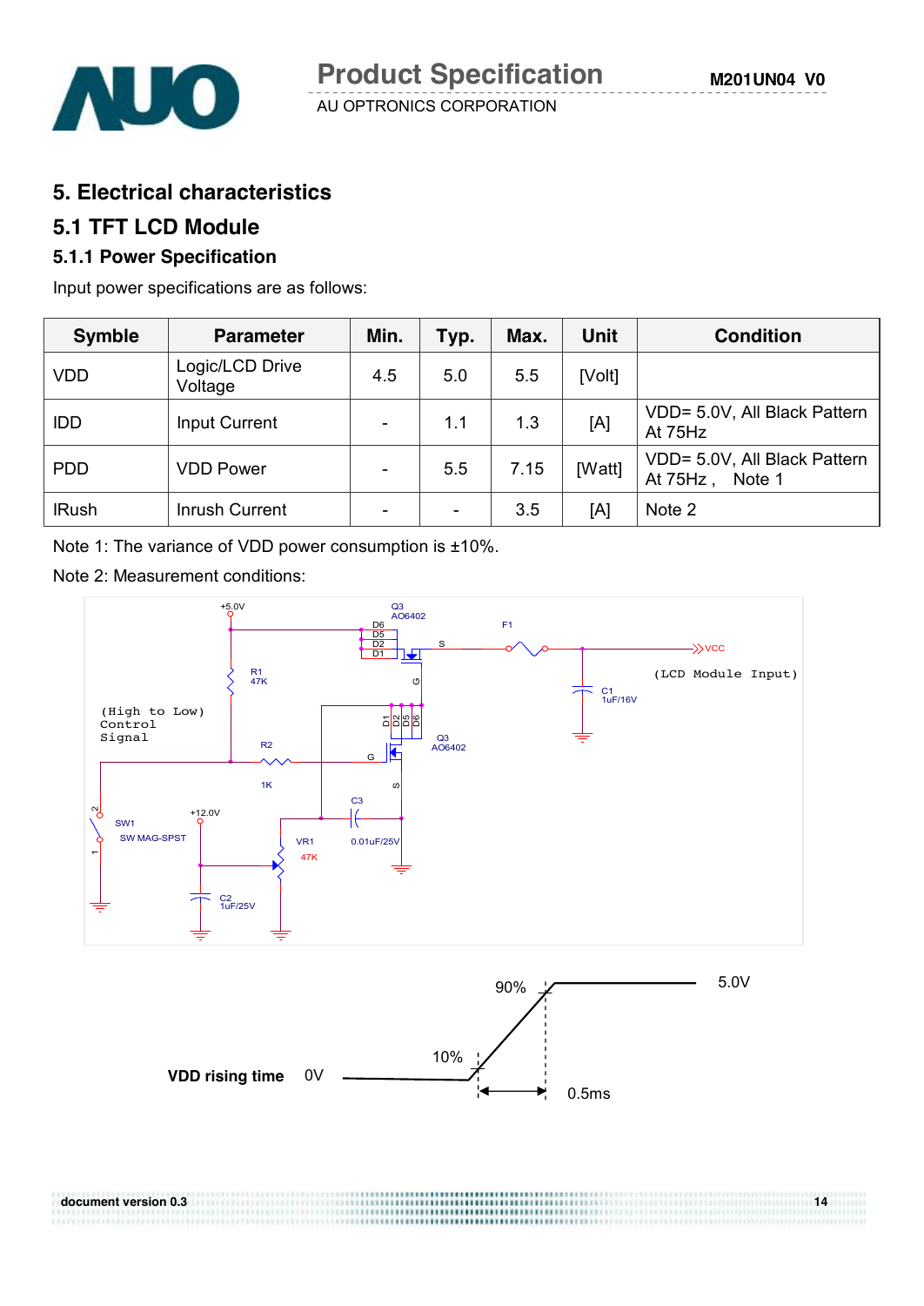# 5. Electrical characteristics

## 5.1 TFT LCD Module

### 5.1.1 Power Specification

Input power specifications are as follows:

| Symble | Parameter | Min. | Typ. | Max. | Unit | Condition |
|---|---|---|---|---|---|---|
| VDD | Logic/LCD Drive Voltage | 4.5 | 5.0 | 5.5 | [Volt] | |
| IDD | Input Current | - | 1.1 | 1.3 | [A] | VDD= 5.0V, All Black Pattern At 75Hz |
| PDD | VDD Power | - | 5.5 | 7.15 | [Watt] | VDD= 5.0V, All Black Pattern At 75Hz , Note 1 |
| IRush | Inrush Current | - | - | 3.5 | [A] | Note 2 |

Note 1: The variance of VDD power consumption is ±10%.

Note 2: Measurement conditions:

+5.0V, Q3 AO6402, D6, D5, D2, D1, S, G, F1, VCC, (LCD Module Input), R1 47K, C1 1uF/16V, (High to Low) Control Signal, R2 1K, D1 D2 D5 D6, Q3 AO6402, G, S, C3 0.01uF/25V, SW1 SW MAG-SPST, +12.0V, VR1 47K, C2 1uF/25V

VDD rising time: 0V, 10%, 90%, 5.0V, 0.5ms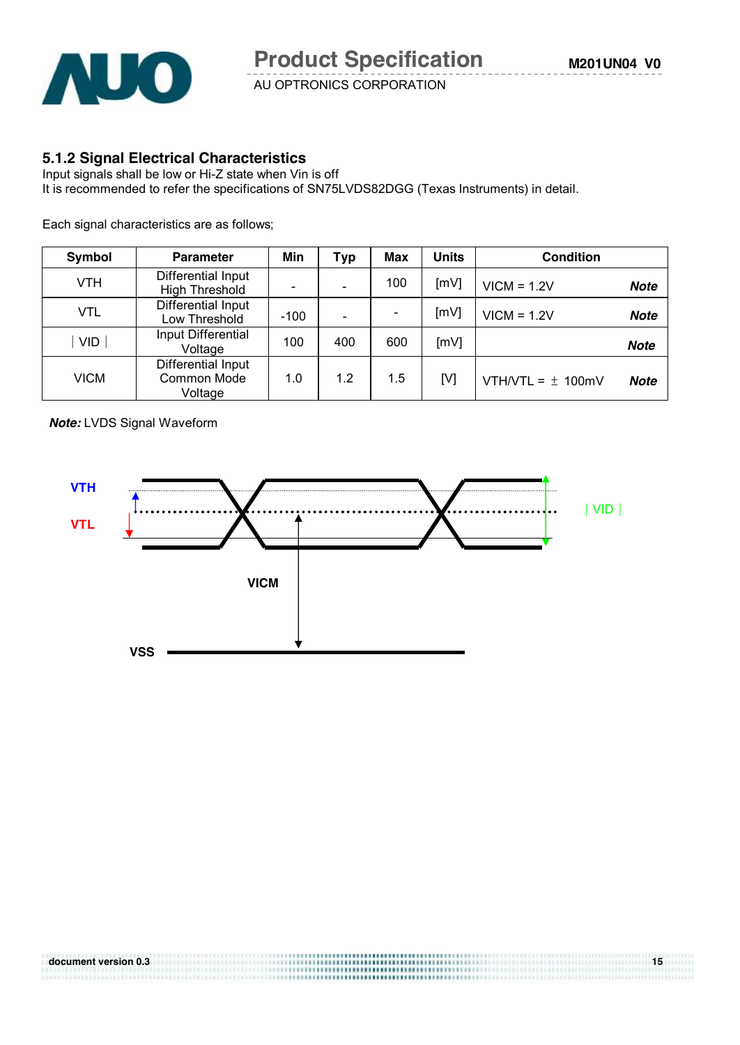### 5.1.2 Signal Electrical Characteristics

Input signals shall be low or Hi-Z state when Vin is off
It is recommended to refer the specifications of SN75LVDS82DGG (Texas Instruments) in detail.

Each signal characteristics are as follows;

| Symbol | Parameter | Min | Typ | Max | Units | Condition |
|---|---|---|---|---|---|---|
| VTH | Differential Input High Threshold | - | - | 100 | [mV] | VICM = 1.2V ***Note*** |
| VTL | Differential Input Low Threshold | -100 | - | - | [mV] | VICM = 1.2V ***Note*** |
| ∣VID∣ | Input Differential Voltage | 100 | 400 | 600 | [mV] | ***Note*** |
| VICM | Differential Input Common Mode Voltage | 1.0 | 1.2 | 1.5 | [V] | VTH/VTL = ± 100mV ***Note*** |

***Note:*** LVDS Signal Waveform

VTH
VTL
∣VID∣
VICM
VSS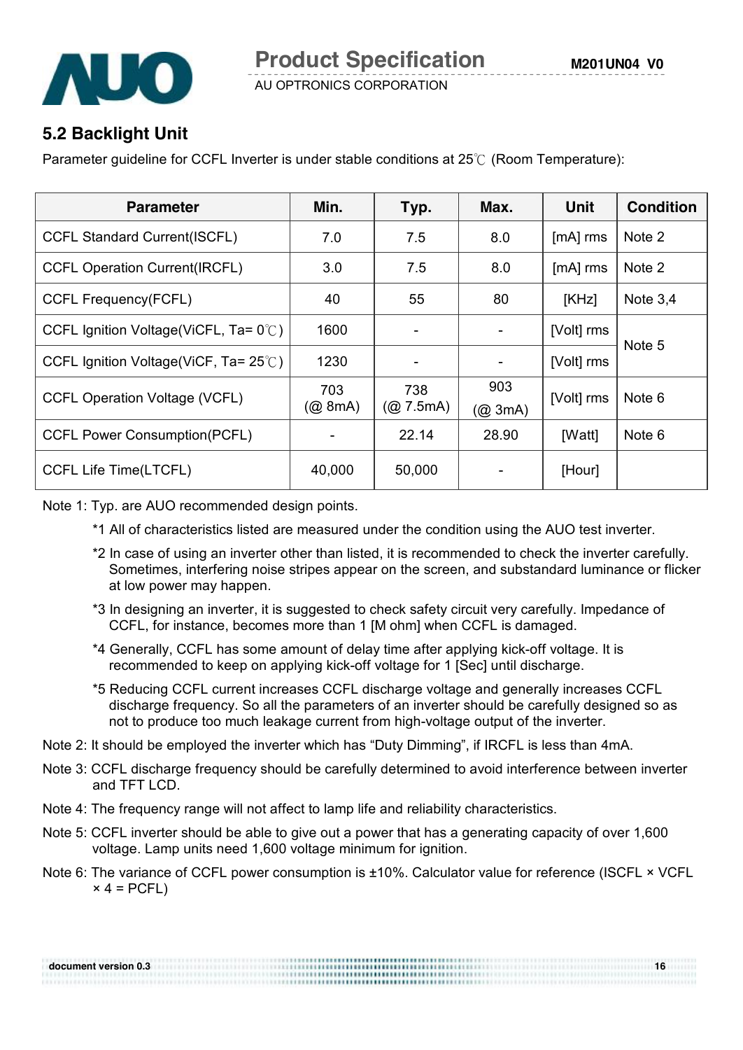## 5.2 Backlight Unit

Parameter guideline for CCFL Inverter is under stable conditions at 25℃ (Room Temperature):

| Parameter | Min. | Typ. | Max. | Unit | Condition |
|---|---|---|---|---|---|
| CCFL Standard Current(ISCFL) | 7.0 | 7.5 | 8.0 | [mA] rms | Note 2 |
| CCFL Operation Current(IRCFL) | 3.0 | 7.5 | 8.0 | [mA] rms | Note 2 |
| CCFL Frequency(FCFL) | 40 | 55 | 80 | [KHz] | Note 3,4 |
| CCFL Ignition Voltage(ViCFL, Ta= 0℃) | 1600 | - | - | [Volt] rms | Note 5 |
| CCFL Ignition Voltage(ViCF, Ta= 25℃) | 1230 | - | - | [Volt] rms | |
| CCFL Operation Voltage (VCFL) | 703 (@ 8mA) | 738 (@ 7.5mA) | 903 (@ 3mA) | [Volt] rms | Note 6 |
| CCFL Power Consumption(PCFL) | - | 22.14 | 28.90 | [Watt] | Note 6 |
| CCFL Life Time(LTCFL) | 40,000 | 50,000 | - | [Hour] | |

Note 1: Typ. are AUO recommended design points.

*1 All of characteristics listed are measured under the condition using the AUO test inverter.

*2 In case of using an inverter other than listed, it is recommended to check the inverter carefully. Sometimes, interfering noise stripes appear on the screen, and substandard luminance or flicker at low power may happen.

*3 In designing an inverter, it is suggested to check safety circuit very carefully. Impedance of CCFL, for instance, becomes more than 1 [M ohm] when CCFL is damaged.

*4 Generally, CCFL has some amount of delay time after applying kick-off voltage. It is recommended to keep on applying kick-off voltage for 1 [Sec] until discharge.

*5 Reducing CCFL current increases CCFL discharge voltage and generally increases CCFL discharge frequency. So all the parameters of an inverter should be carefully designed so as not to produce too much leakage current from high-voltage output of the inverter.

Note 2: It should be employed the inverter which has "Duty Dimming", if IRCFL is less than 4mA.

Note 3: CCFL discharge frequency should be carefully determined to avoid interference between inverter and TFT LCD.

Note 4: The frequency range will not affect to lamp life and reliability characteristics.

Note 5: CCFL inverter should be able to give out a power that has a generating capacity of over 1,600 voltage. Lamp units need 1,600 voltage minimum for ignition.

Note 6: The variance of CCFL power consumption is ±10%. Calculator value for reference (ISCFL × VCFL × 4 = PCFL)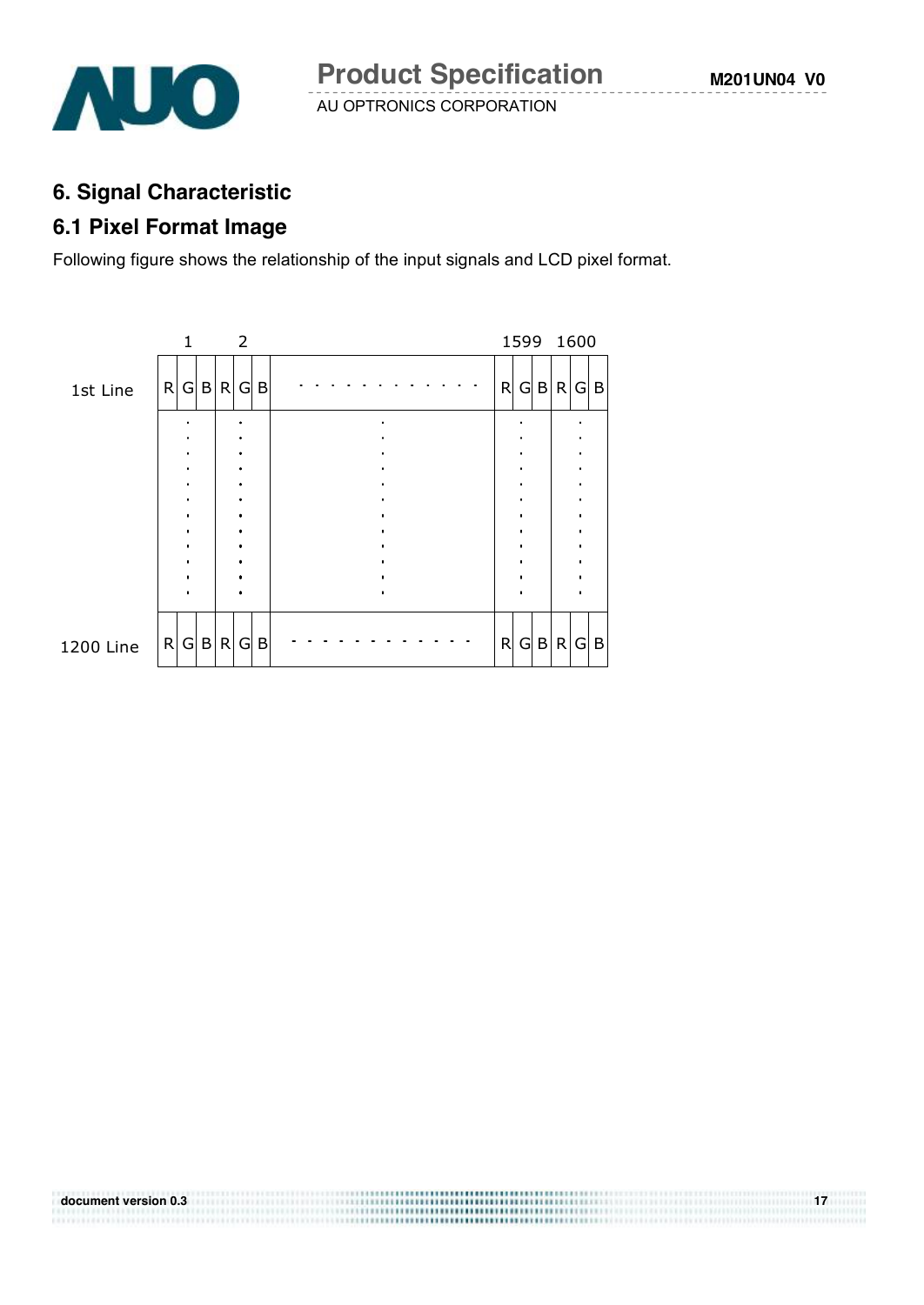## 6. Signal Characteristic

### 6.1 Pixel Format Image

Following figure shows the relationship of the input signals and LCD pixel format.

| | 1 | | | 2 | | | | 1599 | | | 1600 | | |
|---|---|---|---|---|---|---|---|---|---|---|---|---|---|
| 1st Line | R | G | B | R | G | B | . . . . . . . . . . . . | R | G | B | R | G | B |
| | ⋮ | | | ⋮ | | | ⋮ | ⋮ | | | ⋮ | | |
| 1200 Line | R | G | B | R | G | B | - - - - - - - - - - - - | R | G | B | R | G | B |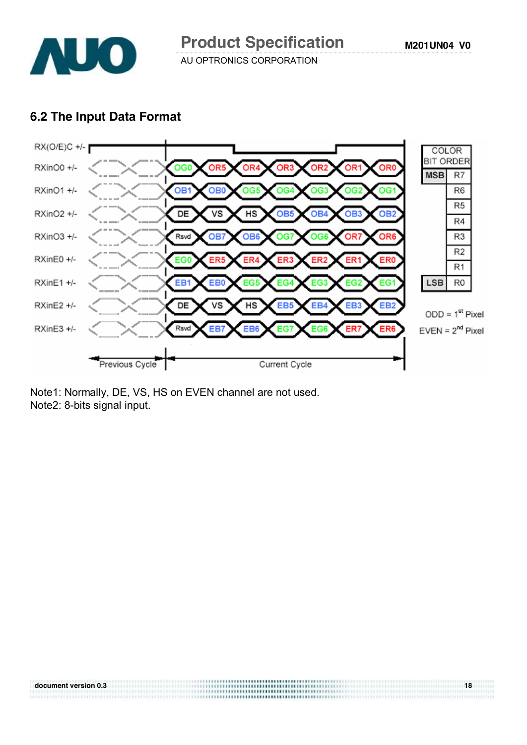## 6.2 The Input Data Format

| Signal | Previous Cycle | Current Cycle | | | | | | |
|---|---|---|---|---|---|---|---|---|
| RX(O/E)C +/- | | | | | | | | |
| RXinO0 +/- | | OG0 | OR5 | OR4 | OR3 | OR2 | OR1 | OR0 |
| RXinO1 +/- | | OB1 | OB0 | OG5 | OG4 | OG3 | OG2 | OG1 |
| RXinO2 +/- | | DE | VS | HS | OB5 | OB4 | OB3 | OB2 |
| RXinO3 +/- | | Rsvd | OB7 | OB6 | OG7 | OG6 | OR7 | OR6 |
| RXinE0 +/- | | EG0 | ER5 | ER4 | ER3 | ER2 | ER1 | ER0 |
| RXinE1 +/- | | EB1 | EB0 | EG5 | EG4 | EG3 | EG2 | EG1 |
| RXinE2 +/- | | DE | VS | HS | EB5 | EB4 | EB3 | EB2 |
| RXinE3 +/- | | Rsvd | EB7 | EB6 | EG7 | EG6 | ER7 | ER6 |

| COLOR BIT ORDER | |
|---|---|
| MSB | R7 |
| | R6 |
| | R5 |
| | R4 |
| | R3 |
| | R2 |
| | R1 |
| LSB | R0 |

ODD = 1st Pixel
EVEN = 2nd Pixel

Note1: Normally, DE, VS, HS on EVEN channel are not used.
Note2: 8-bits signal input.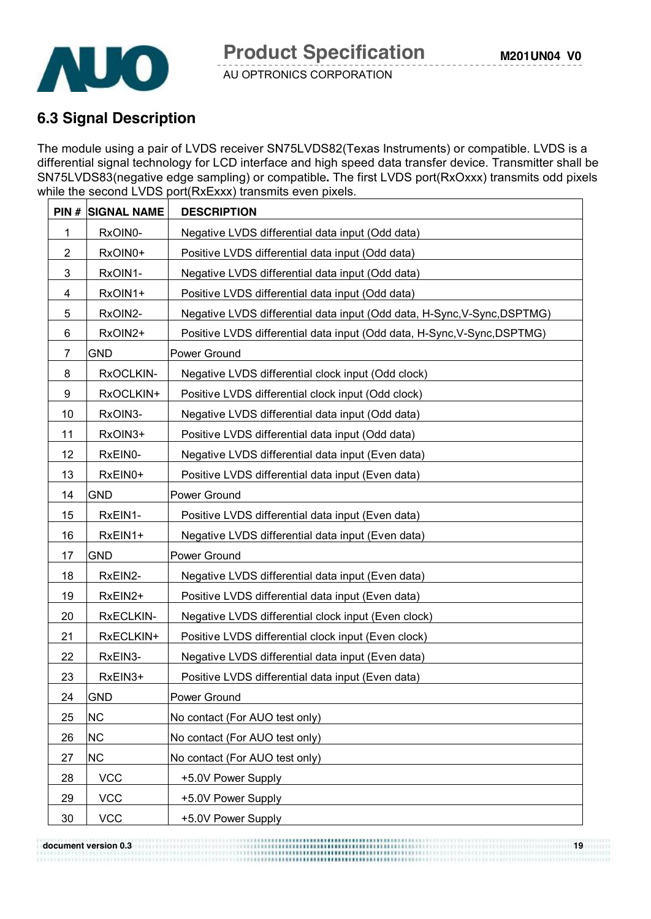## 6.3 Signal Description

The module using a pair of LVDS receiver SN75LVDS82(Texas Instruments) or compatible. LVDS is a differential signal technology for LCD interface and high speed data transfer device. Transmitter shall be SN75LVDS83(negative edge sampling) or compatible**.** The first LVDS port(RxOxxx) transmits odd pixels while the second LVDS port(RxExxx) transmits even pixels.

| PIN # | SIGNAL NAME | DESCRIPTION |
|---|---|---|
| 1 | RxOIN0- | Negative LVDS differential data input (Odd data) |
| 2 | RxOIN0+ | Positive LVDS differential data input (Odd data) |
| 3 | RxOIN1- | Negative LVDS differential data input (Odd data) |
| 4 | RxOIN1+ | Positive LVDS differential data input (Odd data) |
| 5 | RxOIN2- | Negative LVDS differential data input (Odd data, H-Sync,V-Sync,DSPTMG) |
| 6 | RxOIN2+ | Positive LVDS differential data input (Odd data, H-Sync,V-Sync,DSPTMG) |
| 7 | GND | Power Ground |
| 8 | RxOCLKIN- | Negative LVDS differential clock input (Odd clock) |
| 9 | RxOCLKIN+ | Positive LVDS differential clock input (Odd clock) |
| 10 | RxOIN3- | Negative LVDS differential data input (Odd data) |
| 11 | RxOIN3+ | Positive LVDS differential data input (Odd data) |
| 12 | RxEIN0- | Negative LVDS differential data input (Even data) |
| 13 | RxEIN0+ | Positive LVDS differential data input (Even data) |
| 14 | GND | Power Ground |
| 15 | RxEIN1- | Positive LVDS differential data input (Even data) |
| 16 | RxEIN1+ | Negative LVDS differential data input (Even data) |
| 17 | GND | Power Ground |
| 18 | RxEIN2- | Negative LVDS differential data input (Even data) |
| 19 | RxEIN2+ | Positive LVDS differential data input (Even data) |
| 20 | RxECLKIN- | Negative LVDS differential clock input (Even clock) |
| 21 | RxECLKIN+ | Positive LVDS differential clock input (Even clock) |
| 22 | RxEIN3- | Negative LVDS differential data input (Even data) |
| 23 | RxEIN3+ | Positive LVDS differential data input (Even data) |
| 24 | GND | Power Ground |
| 25 | NC | No contact (For AUO test only) |
| 26 | NC | No contact (For AUO test only) |
| 27 | NC | No contact (For AUO test only) |
| 28 | VCC | +5.0V Power Supply |
| 29 | VCC | +5.0V Power Supply |
| 30 | VCC | +5.0V Power Supply |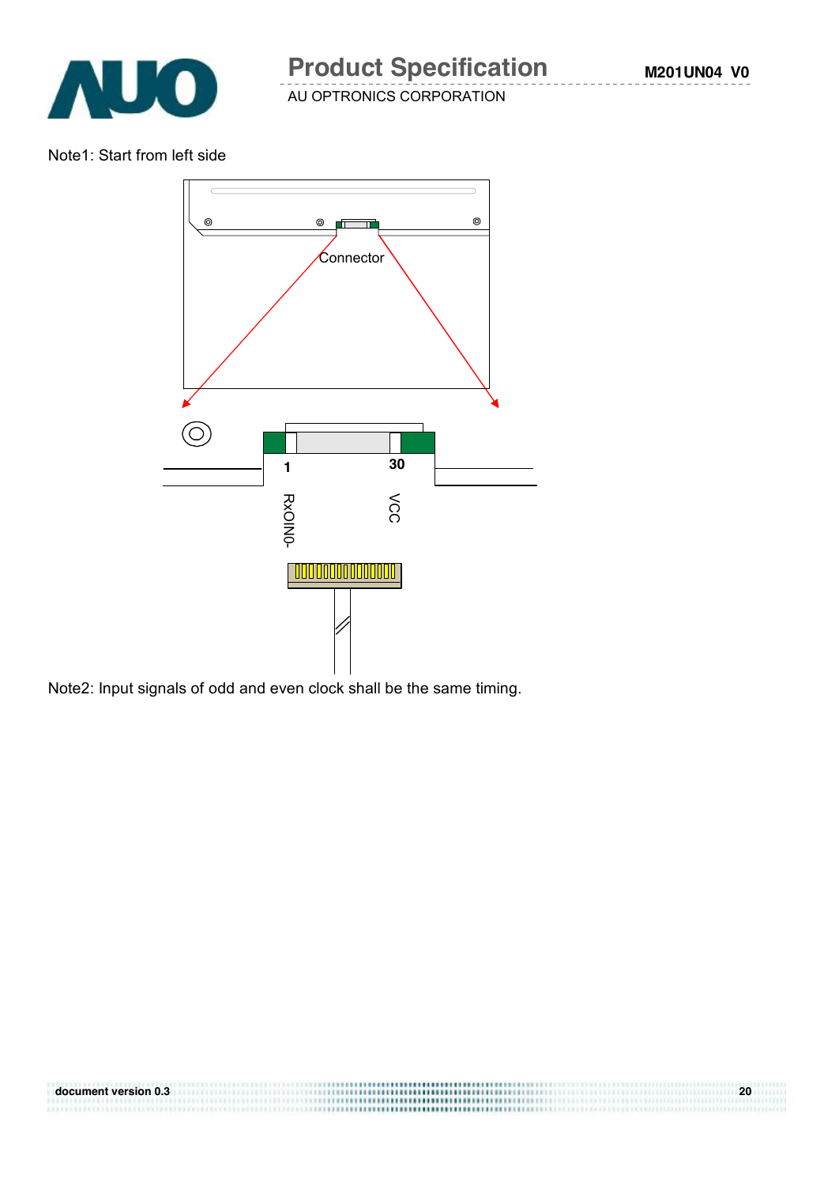Note1: Start from left side

Connector

1

30

RxOIN0-

VCC

Note2: Input signals of odd and even clock shall be the same timing.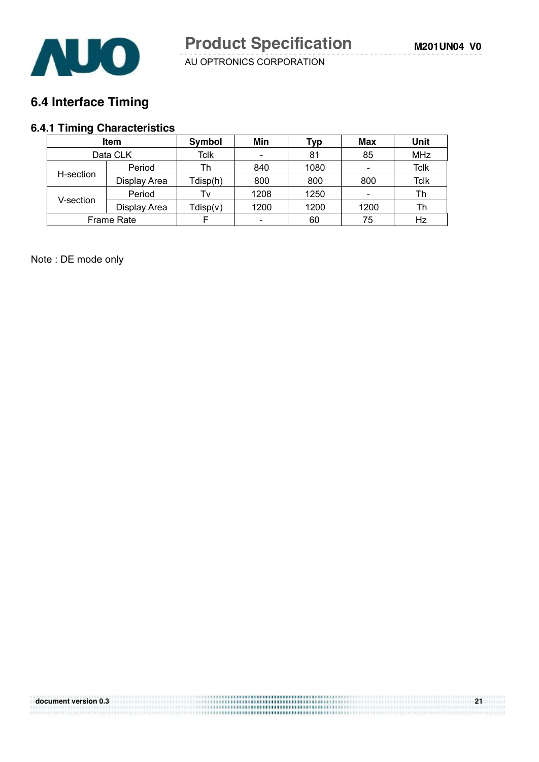## 6.4 Interface Timing

### 6.4.1 Timing Characteristics

| Item | | Symbol | Min | Typ | Max | Unit |
|---|---|---|---|---|---|---|
| Data CLK | | Tclk | - | 81 | 85 | MHz |
| H-section | Period | Th | 840 | 1080 | - | Tclk |
| | Display Area | Tdisp(h) | 800 | 800 | 800 | Tclk |
| V-section | Period | Tv | 1208 | 1250 | - | Th |
| | Display Area | Tdisp(v) | 1200 | 1200 | 1200 | Th |
| Frame Rate | | F | - | 60 | 75 | Hz |

Note : DE mode only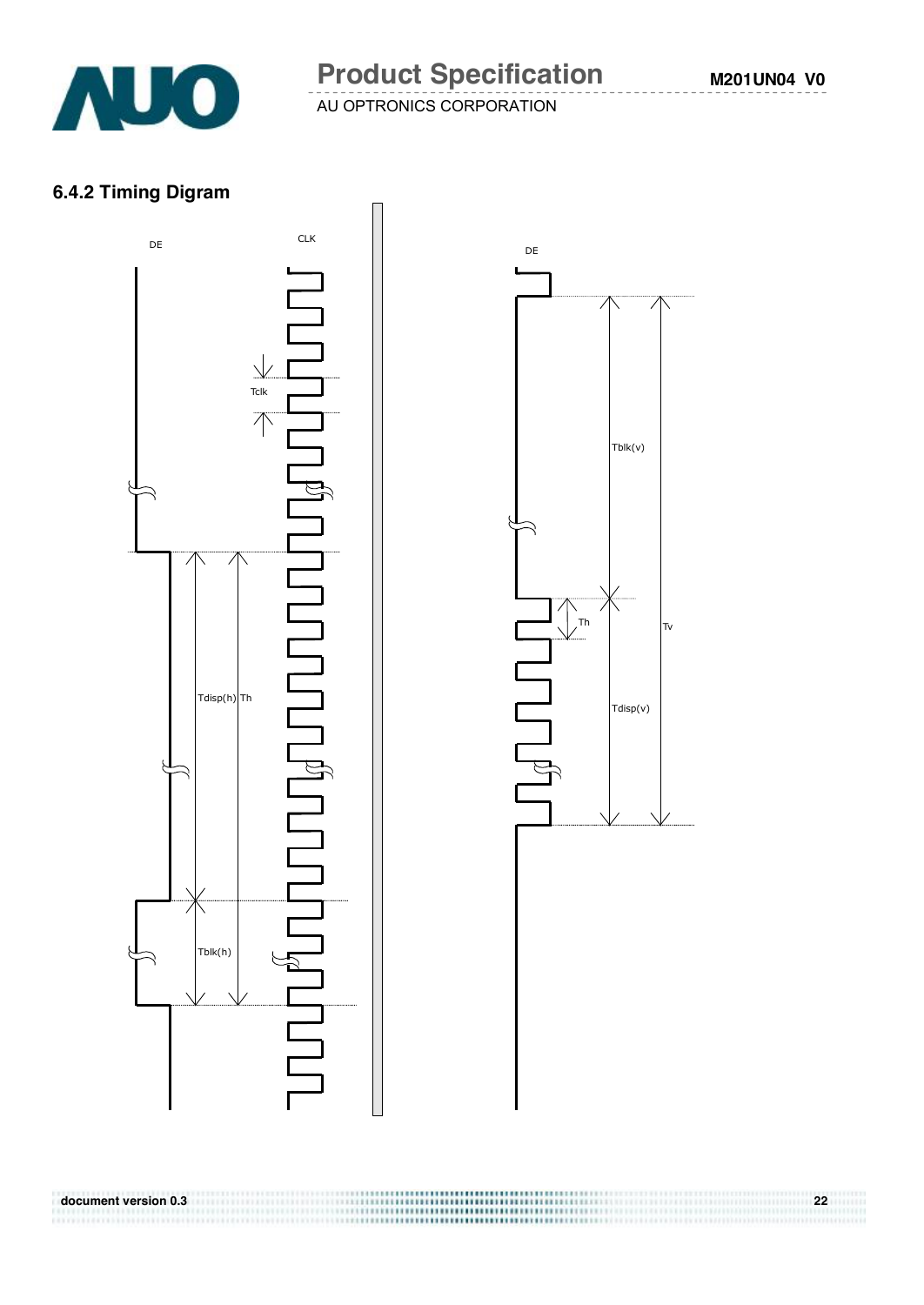### 6.4.2 Timing Digram

DE

CLK

Tclk

Tdisp(h) Th

Tblk(h)

DE

Tblk(v)

Th

Tv

Tdisp(v)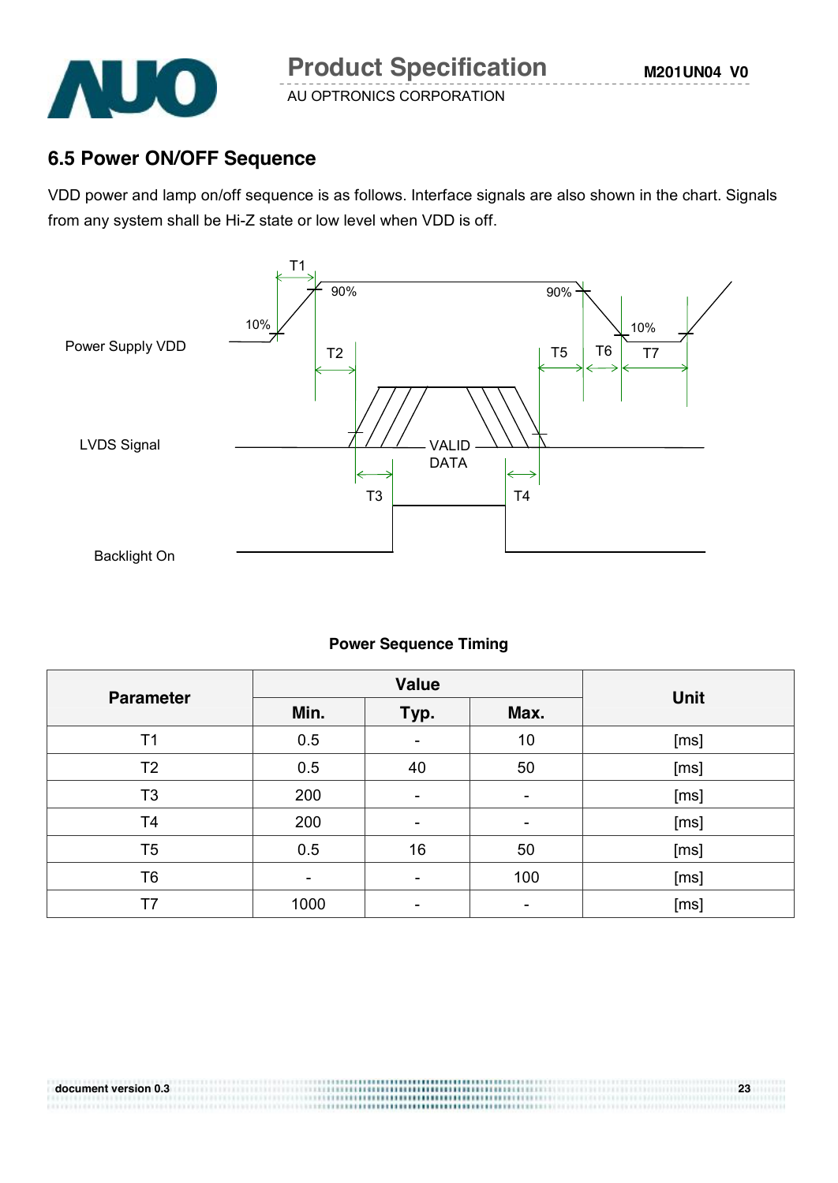## 6.5 Power ON/OFF Sequence

VDD power and lamp on/off sequence is as follows. Interface signals are also shown in the chart. Signals from any system shall be Hi-Z state or low level when VDD is off.

Power Supply VDD

LVDS Signal

Backlight On

T1 T2 T3 T4 T5 T6 T7

10% 90% 90% 10%

VALID DATA

**Power Sequence Timing**

| Parameter | Value | | | Unit |
|---|---|---|---|---|
| | Min. | Typ. | Max. | |
| T1 | 0.5 | - | 10 | [ms] |
| T2 | 0.5 | 40 | 50 | [ms] |
| T3 | 200 | - | - | [ms] |
| T4 | 200 | - | - | [ms] |
| T5 | 0.5 | 16 | 50 | [ms] |
| T6 | - | - | 100 | [ms] |
| T7 | 1000 | - | - | [ms] |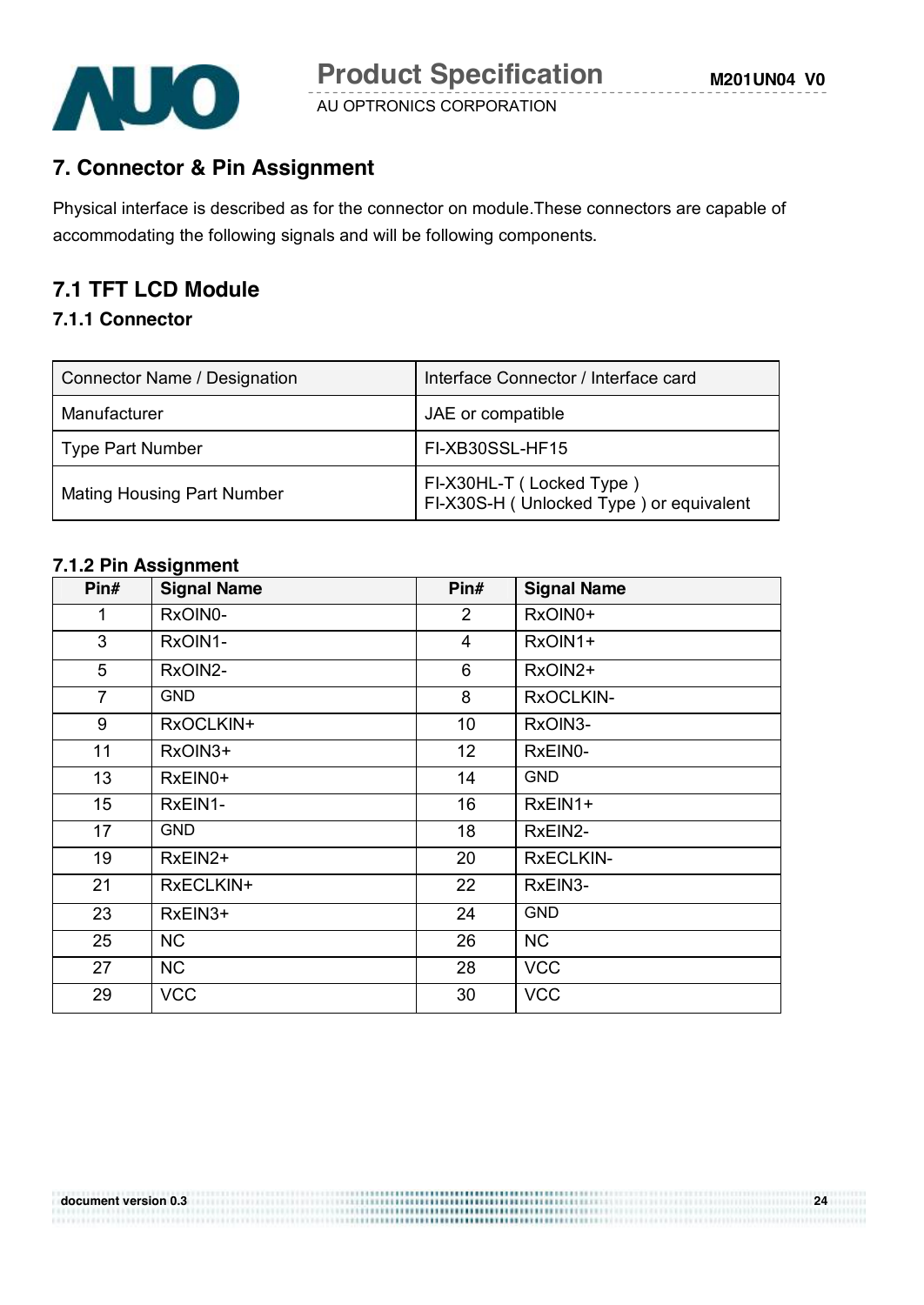## 7. Connector & Pin Assignment

Physical interface is described as for the connector on module.These connectors are capable of accommodating the following signals and will be following components.

## 7.1 TFT LCD Module

### 7.1.1 Connector

| Connector Name / Designation | Interface Connector / Interface card |
|---|---|
| Manufacturer | JAE or compatible |
| Type Part Number | FI-XB30SSL-HF15 |
| Mating Housing Part Number | FI-X30HL-T ( Locked Type )<br>FI-X30S-H ( Unlocked Type ) or equivalent |

### 7.1.2 Pin Assignment

| Pin# | Signal Name | Pin# | Signal Name |
|---|---|---|---|
| 1 | RxOIN0- | 2 | RxOIN0+ |
| 3 | RxOIN1- | 4 | RxOIN1+ |
| 5 | RxOIN2- | 6 | RxOIN2+ |
| 7 | GND | 8 | RxOCLKIN- |
| 9 | RxOCLKIN+ | 10 | RxOIN3- |
| 11 | RxOIN3+ | 12 | RxEIN0- |
| 13 | RxEIN0+ | 14 | GND |
| 15 | RxEIN1- | 16 | RxEIN1+ |
| 17 | GND | 18 | RxEIN2- |
| 19 | RxEIN2+ | 20 | RxECLKIN- |
| 21 | RxECLKIN+ | 22 | RxEIN3- |
| 23 | RxEIN3+ | 24 | GND |
| 25 | NC | 26 | NC |
| 27 | NC | 28 | VCC |
| 29 | VCC | 30 | VCC |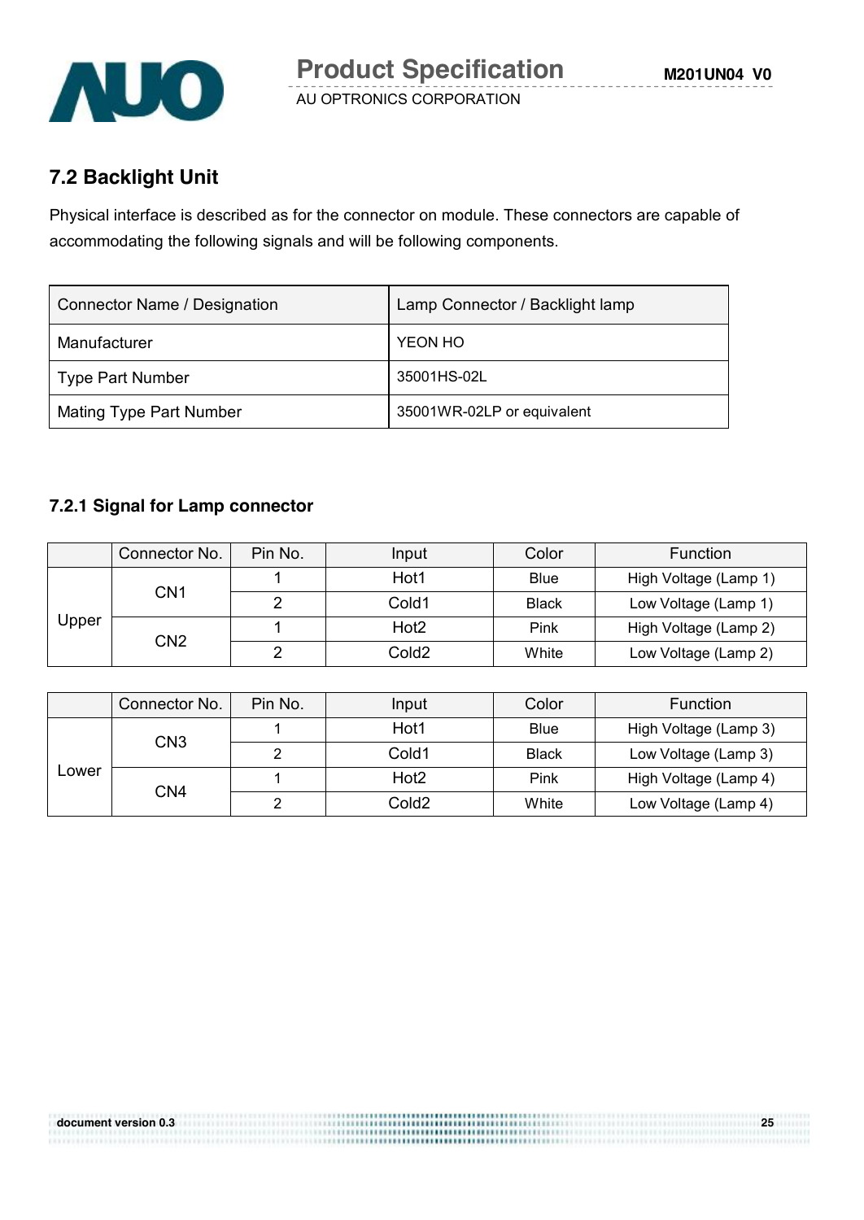## 7.2 Backlight Unit

Physical interface is described as for the connector on module. These connectors are capable of accommodating the following signals and will be following components.

| Connector Name / Designation | Lamp Connector / Backlight lamp |
|---|---|
| Manufacturer | YEON HO |
| Type Part Number | 35001HS-02L |
| Mating Type Part Number | 35001WR-02LP or equivalent |

### 7.2.1 Signal for Lamp connector

| | Connector No. | Pin No. | Input | Color | Function |
|---|---|---|---|---|---|
| Upper | CN1 | 1 | Hot1 | Blue | High Voltage (Lamp 1) |
| | | 2 | Cold1 | Black | Low Voltage (Lamp 1) |
| | CN2 | 1 | Hot2 | Pink | High Voltage (Lamp 2) |
| | | 2 | Cold2 | White | Low Voltage (Lamp 2) |

| | Connector No. | Pin No. | Input | Color | Function |
|---|---|---|---|---|---|
| Lower | CN3 | 1 | Hot1 | Blue | High Voltage (Lamp 3) |
| | | 2 | Cold1 | Black | Low Voltage (Lamp 3) |
| | CN4 | 1 | Hot2 | Pink | High Voltage (Lamp 4) |
| | | 2 | Cold2 | White | Low Voltage (Lamp 4) |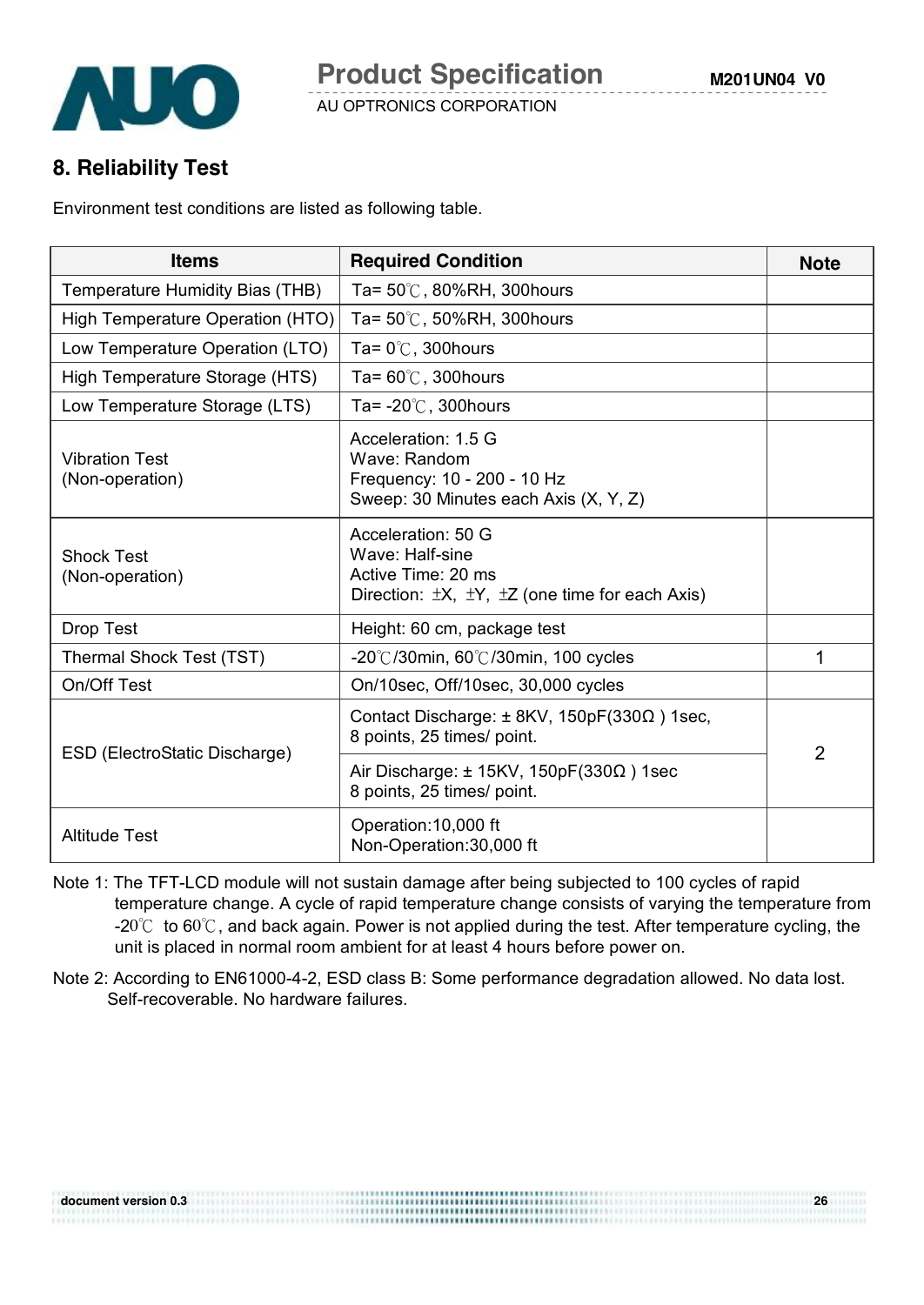## 8. Reliability Test

Environment test conditions are listed as following table.

| Items | Required Condition | Note |
|---|---|---|
| Temperature Humidity Bias (THB) | Ta= 50℃, 80%RH, 300hours | |
| High Temperature Operation (HTO) | Ta= 50℃, 50%RH, 300hours | |
| Low Temperature Operation (LTO) | Ta= 0℃, 300hours | |
| High Temperature Storage (HTS) | Ta= 60℃, 300hours | |
| Low Temperature Storage (LTS) | Ta= -20℃, 300hours | |
| Vibration Test (Non-operation) | Acceleration: 1.5 G<br>Wave: Random<br>Frequency: 10 - 200 - 10 Hz<br>Sweep: 30 Minutes each Axis (X, Y, Z) | |
| Shock Test (Non-operation) | Acceleration: 50 G<br>Wave: Half-sine<br>Active Time: 20 ms<br>Direction: ±X, ±Y, ±Z (one time for each Axis) | |
| Drop Test | Height: 60 cm, package test | |
| Thermal Shock Test (TST) | -20℃/30min, 60℃/30min, 100 cycles | 1 |
| On/Off Test | On/10sec, Off/10sec, 30,000 cycles | |
| ESD (ElectroStatic Discharge) | Contact Discharge: ± 8KV, 150pF(330Ω ) 1sec, 8 points, 25 times/ point. | 2 |
| | Air Discharge: ± 15KV, 150pF(330Ω ) 1sec 8 points, 25 times/ point. | |
| Altitude Test | Operation:10,000 ft<br>Non-Operation:30,000 ft | |

Note 1: The TFT-LCD module will not sustain damage after being subjected to 100 cycles of rapid temperature change. A cycle of rapid temperature change consists of varying the temperature from -20℃ to 60℃, and back again. Power is not applied during the test. After temperature cycling, the unit is placed in normal room ambient for at least 4 hours before power on.

Note 2: According to EN61000-4-2, ESD class B: Some performance degradation allowed. No data lost. Self-recoverable. No hardware failures.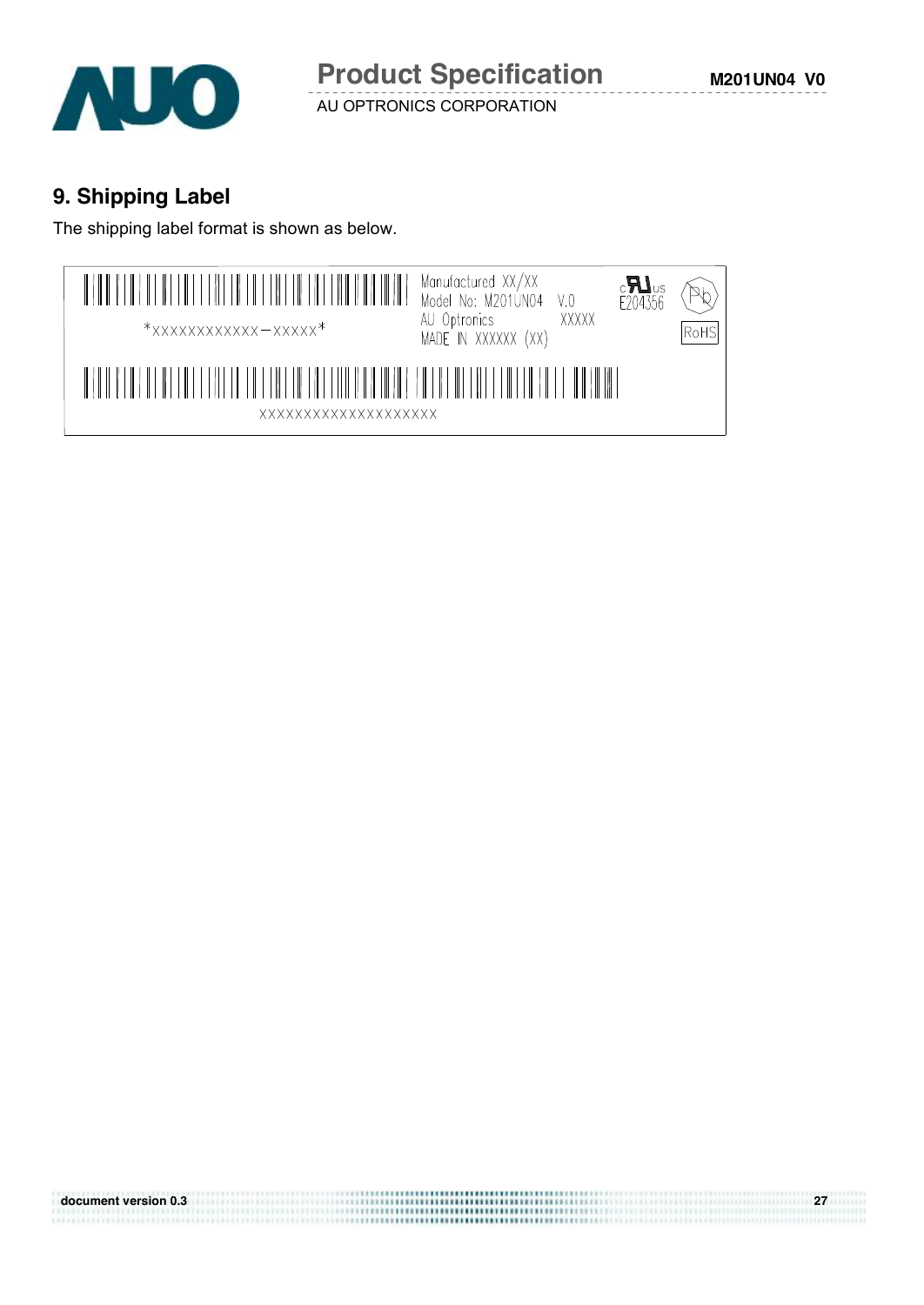## 9. Shipping Label

The shipping label format is shown as below.

*XXXXXXXXXXXX-XXXXX*

Manufactured XX/XX
Model No: M201UN04 V.0
AU Optronics XXXXX
MADE IN XXXXXX (XX)

E204356

RoHS

XXXXXXXXXXXXXXXXXXXX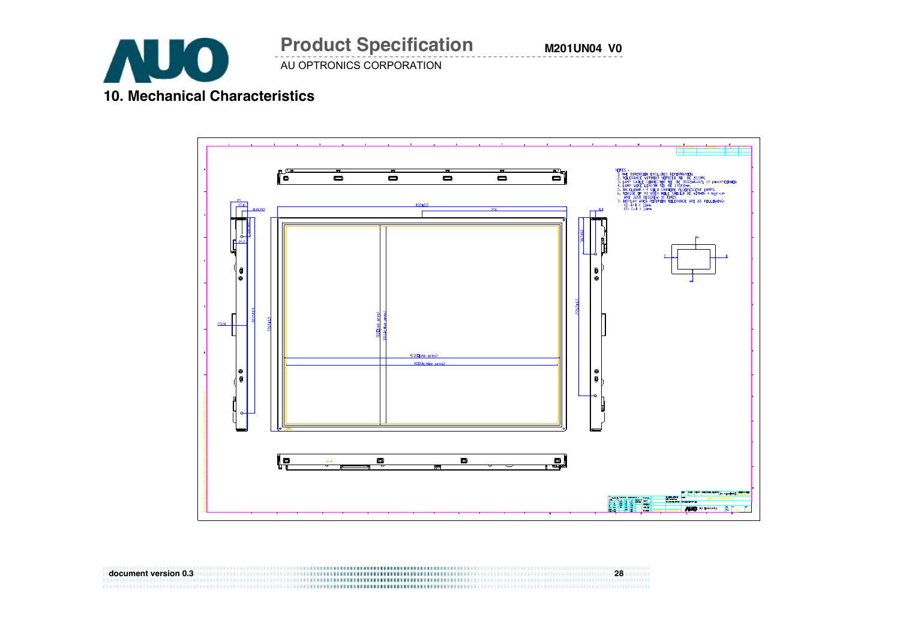## 10. Mechanical Characteristics

NOTES :
1. THE DIMENSION EXCLUDES DEFORMATION
2. TOLERANCE WITHOUT NOTICED TO BE ±0.5MM
3. LAMP CABLE CONNECTOR TO BE BS01HR-3PL (2 pins) YEONHO
4. LAMP WIRE LENGTH TO BE 170±5mm
5. BACKLIGHT : 4 COLD CATHODE FLUORESCENT LAMPS
6. TORQUE OF MOUNTING HOLE SHOULD BE WITHIN 4 kgf-cm AND JUST RESCREW 10 TIMES
7. DISPLAY AREA POSITION TOLERANCE ARE AS FOLLOWING:
   (1) A-B < 1.0mm
   (2) C-D < 1.0mm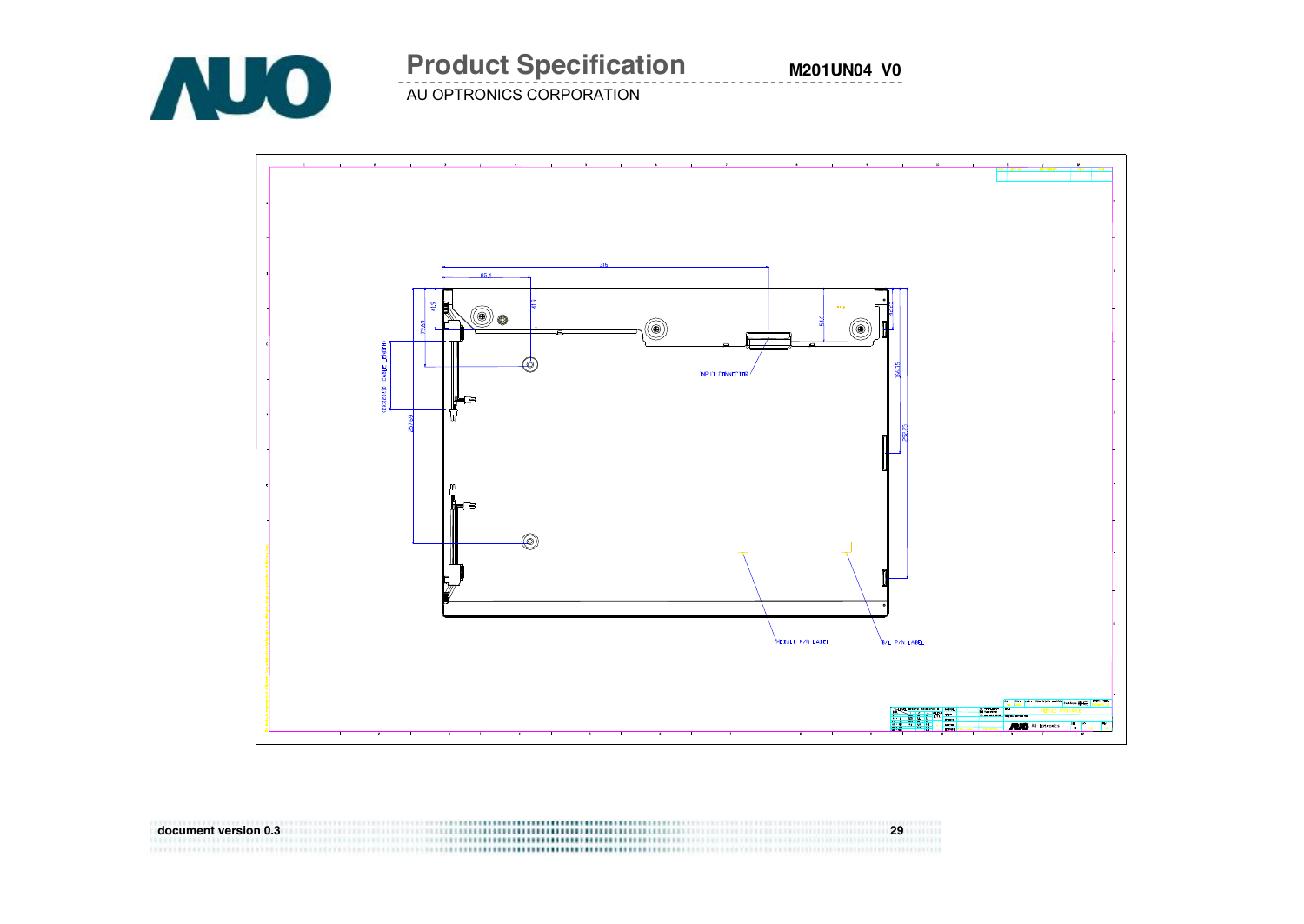316

85.4

41.9

41.9

79.69

CONNECTOR CABLE LENGTH

257.69

54.6

64.25

156.35

291.25

INPUT CONNECTOR

MODULE P/N LABEL

B/L P/N LABEL